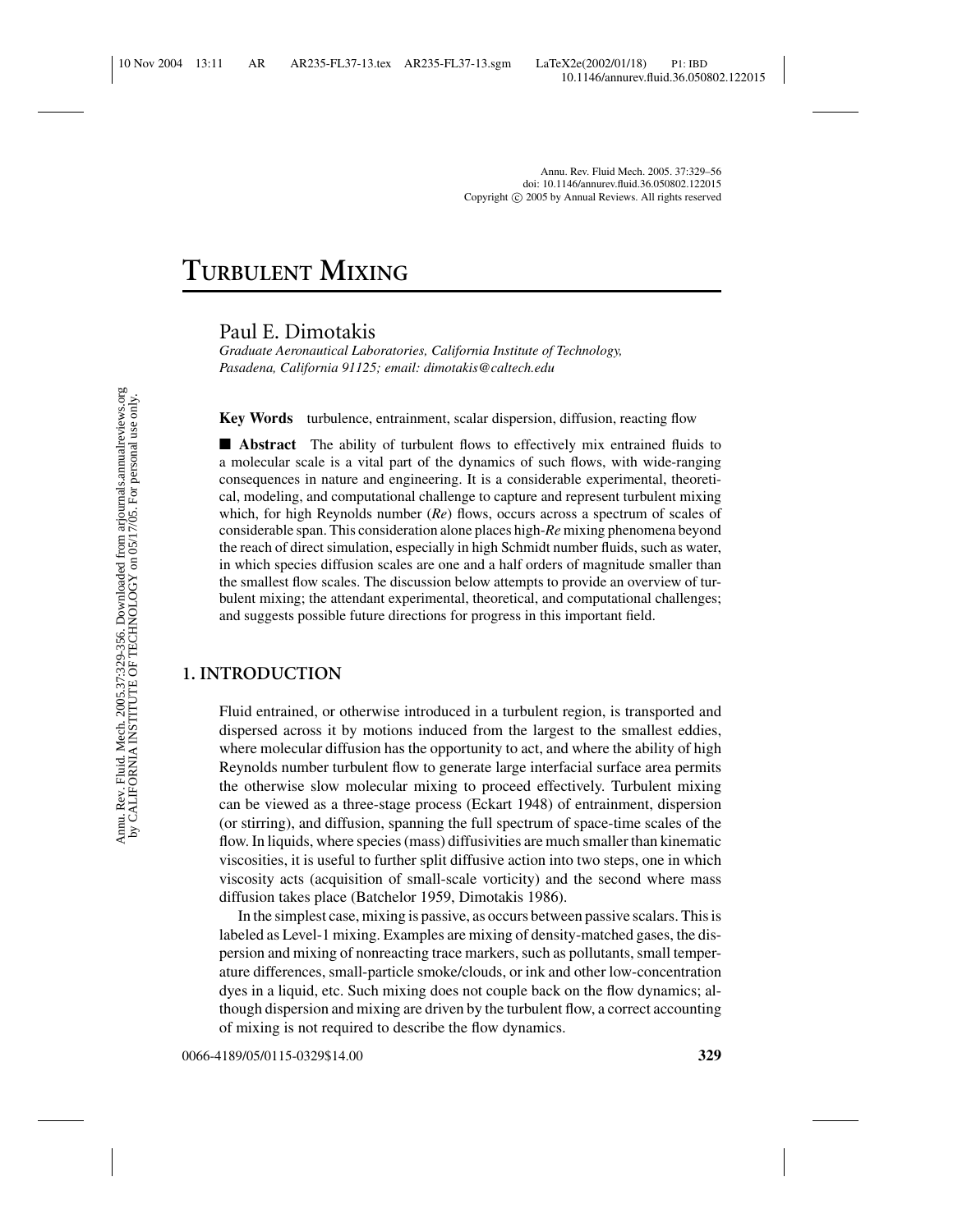# Turbulent Mixing

Paul E. Dimotakis

*Graduate Aeronautical Laboratories, California Institute of Technology, Pasadena, California 91125; email: dimotakis@caltech.edu*

**Key Words** turbulence, entrainment, scalar dispersion, diffusion, reacting flow

■ **Abstract** The ability of turbulent flows to effectively mix entrained fluids to a molecular scale is a vital part of the dynamics of such flows, with wide-ranging consequences in nature and engineering. It is a considerable experimental, theoretical, modeling, and computational challenge to capture and represent turbulent mixing which, for high Reynolds number (*Re*) flows, occurs across a spectrum of scales of considerable span. This consideration alone places high-*Re* mixing phenomena beyond the reach of direct simulation, especially in high Schmidt number fluids, such as water, in which species diffusion scales are one and a half orders of magnitude smaller than the smallest flow scales. The discussion below attempts to provide an overview of turbulent mixing; the attendant experimental, theoretical, and computational challenges; and suggests possible future directions for progress in this important field.

## 1. INTRODUCTION

Fluid entrained, or otherwise introduced in a turbulent region, is transported and dispersed across it by motions induced from the largest to the smallest eddies, where molecular diffusion has the opportunity to act, and where the ability of high Reynolds number turbulent flow to generate large interfacial surface area permits the otherwise slow molecular mixing to proceed effectively. Turbulent mixing can be viewed as a three-stage process (Eckart 1948) of entrainment, dispersion (or stirring), and diffusion, spanning the full spectrum of space-time scales of the flow. In liquids, where species (mass) diffusivities are much smaller than kinematic viscosities, it is useful to further split diffusive action into two steps, one in which viscosity acts (acquisition of small-scale vorticity) and the second where mass diffusion takes place (Batchelor 1959, Dimotakis 1986).

In the simplest case, mixing is passive, as occurs between passive scalars. This is labeled as Level-1 mixing. Examples are mixing of density-matched gases, the dispersion and mixing of nonreacting trace markers, such as pollutants, small temperature differences, small-particle smoke/clouds, or ink and other low-concentration dyes in a liquid, etc. Such mixing does not couple back on the flow dynamics; although dispersion and mixing are driven by the turbulent flow, a correct accounting of mixing is not required to describe the flow dynamics.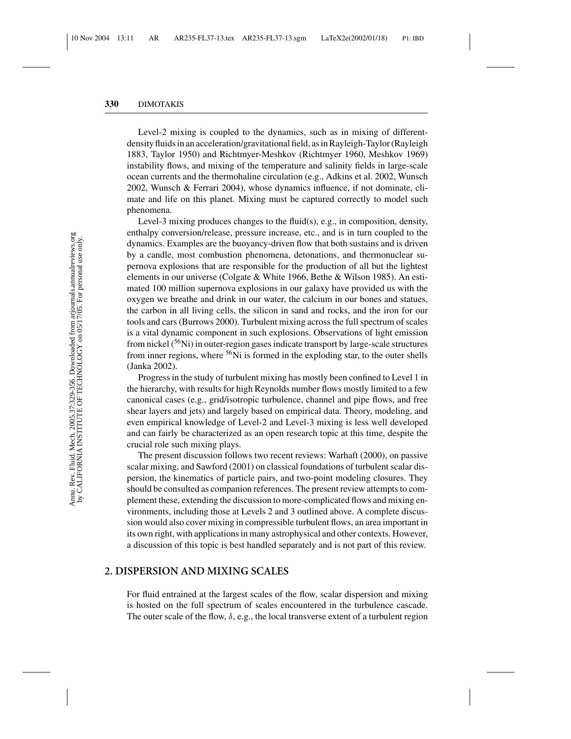Level-2 mixing is coupled to the dynamics, such as in mixing of different-density fluids in an acceleration/gravitational field, as in Rayleigh-Taylor (Rayleigh 1883, Taylor 1950) and Richtmyer-Meshkov (Richtmyer 1960, Meshkov 1969) instability flows, and mixing of the temperature and salinity fields in large-scale ocean currents and the thermohaline circulation (e.g., Adkins et al. 2002, Wunsch 2002, Wunsch & Ferrari 2004), whose dynamics influence, if not dominate, climate and life on this planet. Mixing must be captured correctly to model such phenomena.

Level-3 mixing produces changes to the fluid(s), e.g., in composition, density, enthalpy conversion/release, pressure increase, etc., and is in turn coupled to the dynamics. Examples are the buoyancy-driven flow that both sustains and is driven by a candle, most combustion phenomena, detonations, and thermonuclear supernova explosions that are responsible for the production of all but the lightest elements in our universe (Colgate & White 1966, Bethe & Wilson 1985). An estimated 100 million supernova explosions in our galaxy have provided us with the oxygen we breathe and drink in our water, the calcium in our bones and statues, the carbon in all living cells, the silicon in sand and rocks, and the iron for our tools and cars (Burrows 2000). Turbulent mixing across the full spectrum of scales is a vital dynamic component in such explosions. Observations of light emission from nickel ($^{56}$Ni) in outer-region gases indicate transport by large-scale structures from inner regions, where $^{56}$Ni is formed in the exploding star, to the outer shells (Janka 2002).

Progress in the study of turbulent mixing has mostly been confined to Level 1 in the hierarchy, with results for high Reynolds number flows mostly limited to a few canonical cases (e.g., grid/isotropic turbulence, channel and pipe flows, and free shear layers and jets) and largely based on empirical data. Theory, modeling, and even empirical knowledge of Level-2 and Level-3 mixing is less well developed and can fairly be characterized as an open research topic at this time, despite the crucial role such mixing plays.

The present discussion follows two recent reviews: Warhaft (2000), on passive scalar mixing, and Sawford (2001) on classical foundations of turbulent scalar dispersion, the kinematics of particle pairs, and two-point modeling closures. They should be consulted as companion references. The present review attempts to complement these, extending the discussion to more-complicated flows and mixing environments, including those at Levels 2 and 3 outlined above. A complete discussion would also cover mixing in compressible turbulent flows, an area important in its own right, with applications in many astrophysical and other contexts. However, a discussion of this topic is best handled separately and is not part of this review.

## 2. DISPERSION AND MIXING SCALES

For fluid entrained at the largest scales of the flow, scalar dispersion and mixing is hosted on the full spectrum of scales encountered in the turbulence cascade. The outer scale of the flow, $\delta$, e.g., the local transverse extent of a turbulent region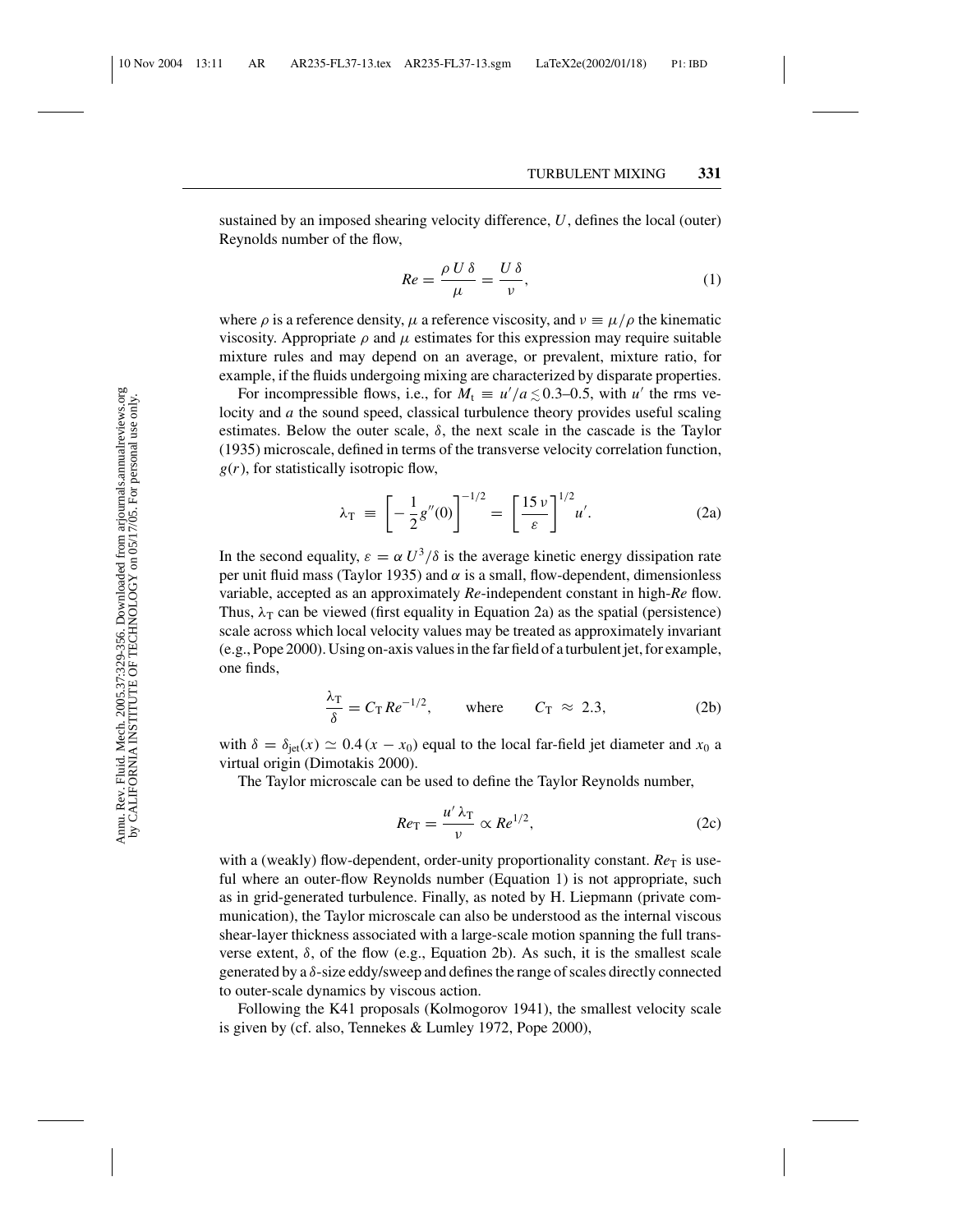sustained by an imposed shearing velocity difference, $U$, defines the local (outer) Reynolds number of the flow,

$$Re = \frac{\rho\, U\, \delta}{\mu} = \frac{U\, \delta}{\nu}, \tag{1}$$

where $\rho$ is a reference density, $\mu$ a reference viscosity, and $\nu \equiv \mu/\rho$ the kinematic viscosity. Appropriate $\rho$ and $\mu$ estimates for this expression may require suitable mixture rules and may depend on an average, or prevalent, mixture ratio, for example, if the fluids undergoing mixing are characterized by disparate properties.

For incompressible flows, i.e., for $M_t \equiv u'/a \lesssim 0.3$–$0.5$, with $u'$ the rms velocity and $a$ the sound speed, classical turbulence theory provides useful scaling estimates. Below the outer scale, $\delta$, the next scale in the cascade is the Taylor (1935) microscale, defined in terms of the transverse velocity correlation function, $g(r)$, for statistically isotropic flow,

$$\lambda_T \equiv \left[ -\frac{1}{2} g''(0) \right]^{-1/2} = \left[ \frac{15\, \nu}{\varepsilon} \right]^{1/2} u'. \tag{2a}$$

In the second equality, $\varepsilon = \alpha\, U^3/\delta$ is the average kinetic energy dissipation rate per unit fluid mass (Taylor 1935) and $\alpha$ is a small, flow-dependent, dimensionless variable, accepted as an approximately $Re$-independent constant in high-$Re$ flow. Thus, $\lambda_T$ can be viewed (first equality in Equation 2a) as the spatial (persistence) scale across which local velocity values may be treated as approximately invariant (e.g., Pope 2000). Using on-axis values in the far field of a turbulent jet, for example, one finds,

$$\frac{\lambda_T}{\delta} = C_T\, Re^{-1/2}, \qquad \text{where} \qquad C_T \approx 2.3, \tag{2b}$$

with $\delta = \delta_{jet}(x) \simeq 0.4\,(x - x_0)$ equal to the local far-field jet diameter and $x_0$ a virtual origin (Dimotakis 2000).

The Taylor microscale can be used to define the Taylor Reynolds number,

$$Re_T = \frac{u'\, \lambda_T}{\nu} \propto Re^{1/2}, \tag{2c}$$

with a (weakly) flow-dependent, order-unity proportionality constant. $Re_T$ is useful where an outer-flow Reynolds number (Equation 1) is not appropriate, such as in grid-generated turbulence. Finally, as noted by H. Liepmann (private communication), the Taylor microscale can also be understood as the internal viscous shear-layer thickness associated with a large-scale motion spanning the full transverse extent, $\delta$, of the flow (e.g., Equation 2b). As such, it is the smallest scale generated by a $\delta$-size eddy/sweep and defines the range of scales directly connected to outer-scale dynamics by viscous action.

Following the K41 proposals (Kolmogorov 1941), the smallest velocity scale is given by (cf. also, Tennekes & Lumley 1972, Pope 2000),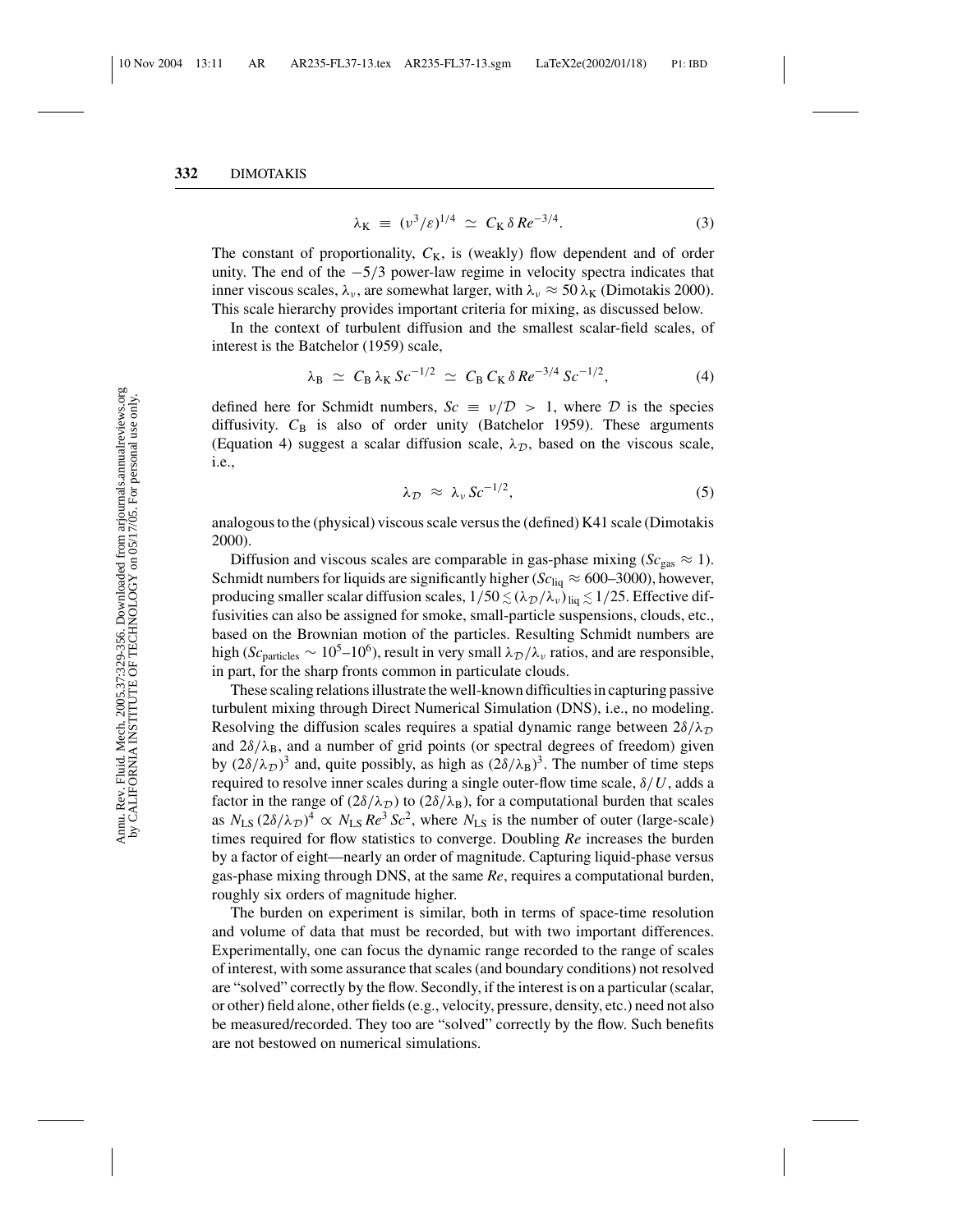$$\lambda_K \equiv (\nu^3/\varepsilon)^{1/4} \simeq C_K \, \delta \, Re^{-3/4}. \tag{3}$$

The constant of proportionality, $C_K$, is (weakly) flow dependent and of order unity. The end of the $-5/3$ power-law regime in velocity spectra indicates that inner viscous scales, $\lambda_\nu$, are somewhat larger, with $\lambda_\nu \approx 50\,\lambda_K$ (Dimotakis 2000). This scale hierarchy provides important criteria for mixing, as discussed below.

In the context of turbulent diffusion and the smallest scalar-field scales, of interest is the Batchelor (1959) scale,

$$\lambda_B \simeq C_B \, \lambda_K \, Sc^{-1/2} \simeq C_B \, C_K \, \delta \, Re^{-3/4} \, Sc^{-1/2}, \tag{4}$$

defined here for Schmidt numbers, $Sc \equiv \nu/\mathcal{D} > 1$, where $\mathcal{D}$ is the species diffusivity. $C_B$ is also of order unity (Batchelor 1959). These arguments (Equation 4) suggest a scalar diffusion scale, $\lambda_\mathcal{D}$, based on the viscous scale, i.e.,

$$\lambda_\mathcal{D} \approx \lambda_\nu \, Sc^{-1/2}, \tag{5}$$

analogous to the (physical) viscous scale versus the (defined) K41 scale (Dimotakis 2000).

Diffusion and viscous scales are comparable in gas-phase mixing ($Sc_{\text{gas}} \approx 1$). Schmidt numbers for liquids are significantly higher ($Sc_{\text{liq}} \approx 600$–$3000$), however, producing smaller scalar diffusion scales, $1/50 \lesssim (\lambda_\mathcal{D}/\lambda_\nu)_{\text{liq}} \lesssim 1/25$. Effective diffusivities can also be assigned for smoke, small-particle suspensions, clouds, etc., based on the Brownian motion of the particles. Resulting Schmidt numbers are high ($Sc_{\text{particles}} \sim 10^5$–$10^6$), result in very small $\lambda_\mathcal{D}/\lambda_\nu$ ratios, and are responsible, in part, for the sharp fronts common in particulate clouds.

These scaling relations illustrate the well-known difficulties in capturing passive turbulent mixing through Direct Numerical Simulation (DNS), i.e., no modeling. Resolving the diffusion scales requires a spatial dynamic range between $2\delta/\lambda_\mathcal{D}$ and $2\delta/\lambda_B$, and a number of grid points (or spectral degrees of freedom) given by $(2\delta/\lambda_\mathcal{D})^3$ and, quite possibly, as high as $(2\delta/\lambda_B)^3$. The number of time steps required to resolve inner scales during a single outer-flow time scale, $\delta/U$, adds a factor in the range of $(2\delta/\lambda_\mathcal{D})$ to $(2\delta/\lambda_B)$, for a computational burden that scales as $N_{LS}\,(2\delta/\lambda_\mathcal{D})^4 \propto N_{LS}\,Re^3\,Sc^2$, where $N_{LS}$ is the number of outer (large-scale) times required for flow statistics to converge. Doubling $Re$ increases the burden by a factor of eight—nearly an order of magnitude. Capturing liquid-phase versus gas-phase mixing through DNS, at the same $Re$, requires a computational burden, roughly six orders of magnitude higher.

The burden on experiment is similar, both in terms of space-time resolution and volume of data that must be recorded, but with two important differences. Experimentally, one can focus the dynamic range recorded to the range of scales of interest, with some assurance that scales (and boundary conditions) not resolved are "solved" correctly by the flow. Secondly, if the interest is on a particular (scalar, or other) field alone, other fields (e.g., velocity, pressure, density, etc.) need not also be measured/recorded. They too are "solved" correctly by the flow. Such benefits are not bestowed on numerical simulations.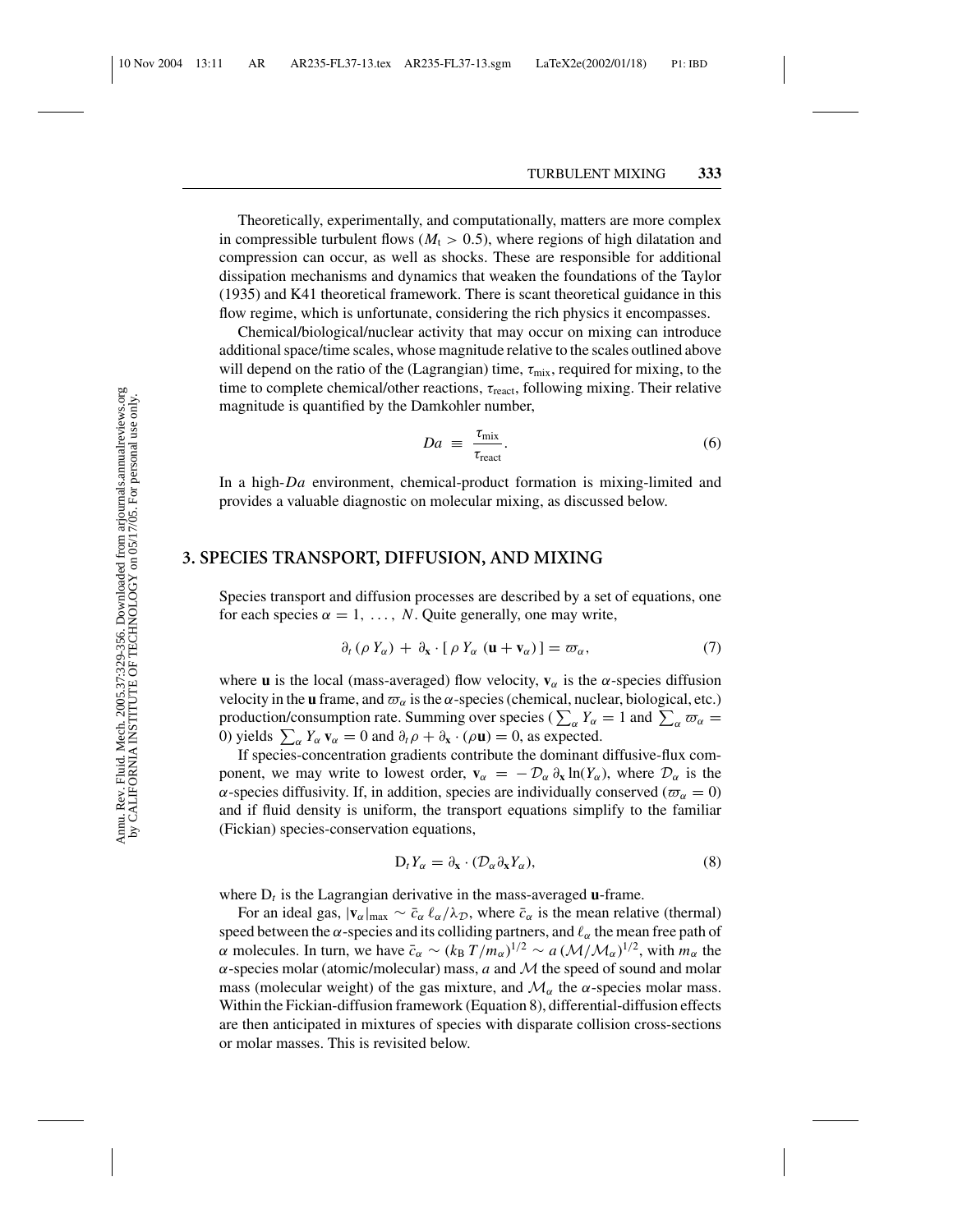Theoretically, experimentally, and computationally, matters are more complex in compressible turbulent flows ($M_t > 0.5$), where regions of high dilatation and compression can occur, as well as shocks. These are responsible for additional dissipation mechanisms and dynamics that weaken the foundations of the Taylor (1935) and K41 theoretical framework. There is scant theoretical guidance in this flow regime, which is unfortunate, considering the rich physics it encompasses.

Chemical/biological/nuclear activity that may occur on mixing can introduce additional space/time scales, whose magnitude relative to the scales outlined above will depend on the ratio of the (Lagrangian) time, $\tau_{\text{mix}}$, required for mixing, to the time to complete chemical/other reactions, $\tau_{\text{react}}$, following mixing. Their relative magnitude is quantified by the Damkohler number,

$$Da \equiv \frac{\tau_{\text{mix}}}{\tau_{\text{react}}}. \tag{6}$$

In a high-$Da$ environment, chemical-product formation is mixing-limited and provides a valuable diagnostic on molecular mixing, as discussed below.

## 3. SPECIES TRANSPORT, DIFFUSION, AND MIXING

Species transport and diffusion processes are described by a set of equations, one for each species $\alpha = 1, \ldots, N$. Quite generally, one may write,

$$\partial_t (\rho Y_\alpha) + \partial_{\mathbf{x}} \cdot [\rho Y_\alpha (\mathbf{u} + \mathbf{v}_\alpha)] = \varpi_\alpha, \tag{7}$$

where $\mathbf{u}$ is the local (mass-averaged) flow velocity, $\mathbf{v}_\alpha$ is the $\alpha$-species diffusion velocity in the $\mathbf{u}$ frame, and $\varpi_\alpha$ is the $\alpha$-species (chemical, nuclear, biological, etc.) production/consumption rate. Summing over species ($\sum_\alpha Y_\alpha = 1$ and $\sum_\alpha \varpi_\alpha = 0$) yields $\sum_\alpha Y_\alpha \mathbf{v}_\alpha = 0$ and $\partial_t \rho + \partial_{\mathbf{x}} \cdot (\rho \mathbf{u}) = 0$, as expected.

If species-concentration gradients contribute the dominant diffusive-flux component, we may write to lowest order, $\mathbf{v}_\alpha = -\mathcal{D}_\alpha \partial_{\mathbf{x}} \ln(Y_\alpha)$, where $\mathcal{D}_\alpha$ is the $\alpha$-species diffusivity. If, in addition, species are individually conserved ($\varpi_\alpha = 0$) and if fluid density is uniform, the transport equations simplify to the familiar (Fickian) species-conservation equations,

$$\mathrm{D}_t Y_\alpha = \partial_{\mathbf{x}} \cdot (\mathcal{D}_\alpha \partial_{\mathbf{x}} Y_\alpha), \tag{8}$$

where $\mathrm{D}_t$ is the Lagrangian derivative in the mass-averaged $\mathbf{u}$-frame.

For an ideal gas, $|\mathbf{v}_\alpha|_{\max} \sim \bar{c}_\alpha \, \ell_\alpha / \lambda_{\mathcal{D}}$, where $\bar{c}_\alpha$ is the mean relative (thermal) speed between the $\alpha$-species and its colliding partners, and $\ell_\alpha$ the mean free path of $\alpha$ molecules. In turn, we have $\bar{c}_\alpha \sim (k_B T / m_\alpha)^{1/2} \sim a \, (\mathcal{M}/\mathcal{M}_\alpha)^{1/2}$, with $m_\alpha$ the $\alpha$-species molar (atomic/molecular) mass, $a$ and $\mathcal{M}$ the speed of sound and molar mass (molecular weight) of the gas mixture, and $\mathcal{M}_\alpha$ the $\alpha$-species molar mass. Within the Fickian-diffusion framework (Equation 8), differential-diffusion effects are then anticipated in mixtures of species with disparate collision cross-sections or molar masses. This is revisited below.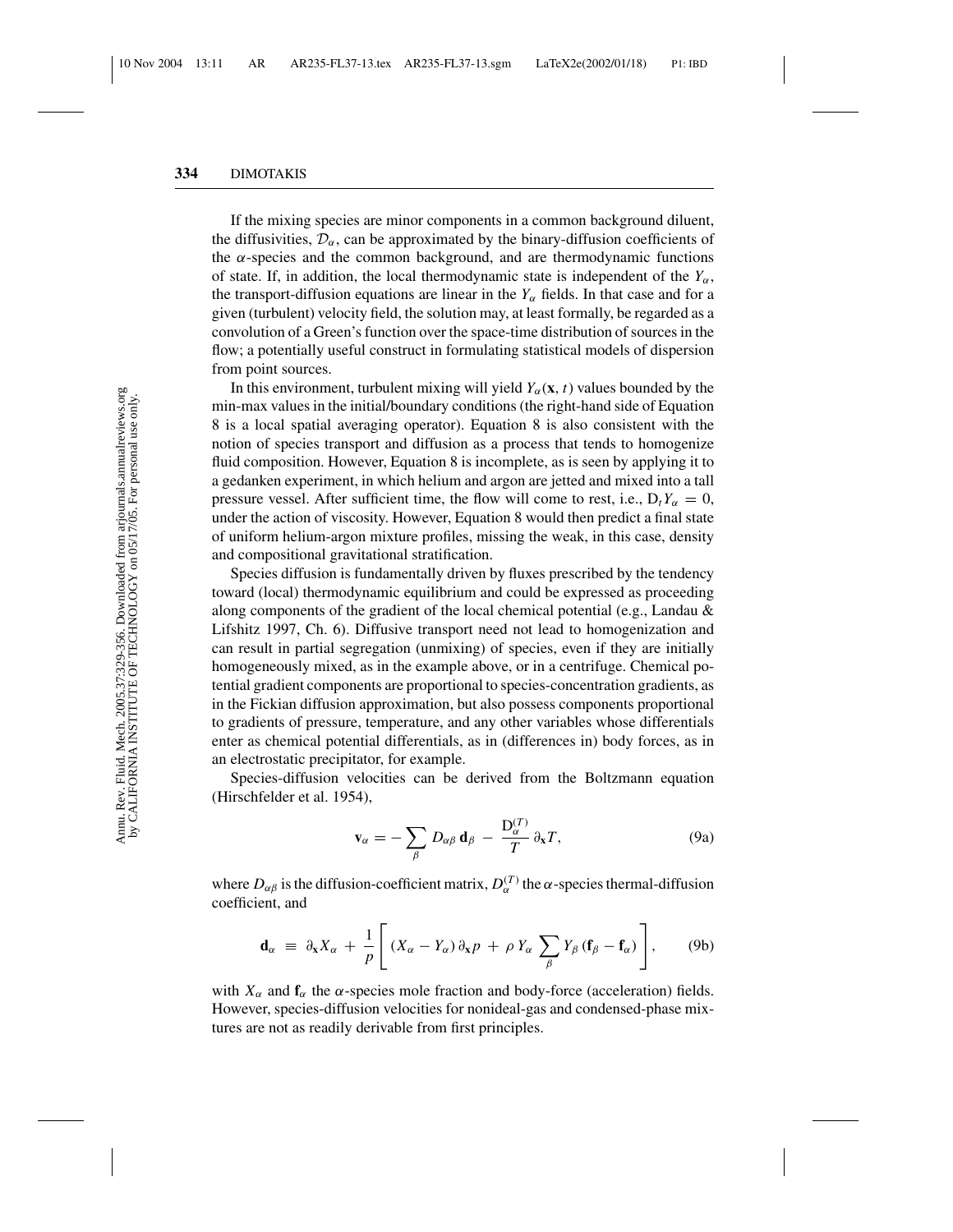If the mixing species are minor components in a common background diluent, the diffusivities, $\mathcal{D}_\alpha$, can be approximated by the binary-diffusion coefficients of the $\alpha$-species and the common background, and are thermodynamic functions of state. If, in addition, the local thermodynamic state is independent of the $Y_\alpha$, the transport-diffusion equations are linear in the $Y_\alpha$ fields. In that case and for a given (turbulent) velocity field, the solution may, at least formally, be regarded as a convolution of a Green's function over the space-time distribution of sources in the flow; a potentially useful construct in formulating statistical models of dispersion from point sources.

In this environment, turbulent mixing will yield $Y_\alpha(\mathbf{x}, t)$ values bounded by the min-max values in the initial/boundary conditions (the right-hand side of Equation 8 is a local spatial averaging operator). Equation 8 is also consistent with the notion of species transport and diffusion as a process that tends to homogenize fluid composition. However, Equation 8 is incomplete, as is seen by applying it to a gedanken experiment, in which helium and argon are jetted and mixed into a tall pressure vessel. After sufficient time, the flow will come to rest, i.e., $\mathrm{D}_t Y_\alpha = 0$, under the action of viscosity. However, Equation 8 would then predict a final state of uniform helium-argon mixture profiles, missing the weak, in this case, density and compositional gravitational stratification.

Species diffusion is fundamentally driven by fluxes prescribed by the tendency toward (local) thermodynamic equilibrium and could be expressed as proceeding along components of the gradient of the local chemical potential (e.g., Landau & Lifshitz 1997, Ch. 6). Diffusive transport need not lead to homogenization and can result in partial segregation (unmixing) of species, even if they are initially homogeneously mixed, as in the example above, or in a centrifuge. Chemical potential gradient components are proportional to species-concentration gradients, as in the Fickian diffusion approximation, but also possess components proportional to gradients of pressure, temperature, and any other variables whose differentials enter as chemical potential differentials, as in (differences in) body forces, as in an electrostatic precipitator, for example.

Species-diffusion velocities can be derived from the Boltzmann equation (Hirschfelder et al. 1954),

$$\mathbf{v}_\alpha = -\sum_\beta D_{\alpha\beta}\,\mathbf{d}_\beta \,-\, \frac{\mathrm{D}_\alpha^{(T)}}{T}\,\partial_\mathbf{x} T, \tag{9a}$$

where $D_{\alpha\beta}$ is the diffusion-coefficient matrix, $D_\alpha^{(T)}$ the $\alpha$-species thermal-diffusion coefficient, and

$$\mathbf{d}_\alpha \;\equiv\; \partial_\mathbf{x} X_\alpha \,+\, \frac{1}{p}\left[\,(X_\alpha - Y_\alpha)\,\partial_\mathbf{x} p \,+\, \rho\, Y_\alpha \sum_\beta Y_\beta\,(\mathbf{f}_\beta - \mathbf{f}_\alpha)\right], \tag{9b}$$

with $X_\alpha$ and $\mathbf{f}_\alpha$ the $\alpha$-species mole fraction and body-force (acceleration) fields. However, species-diffusion velocities for nonideal-gas and condensed-phase mixtures are not as readily derivable from first principles.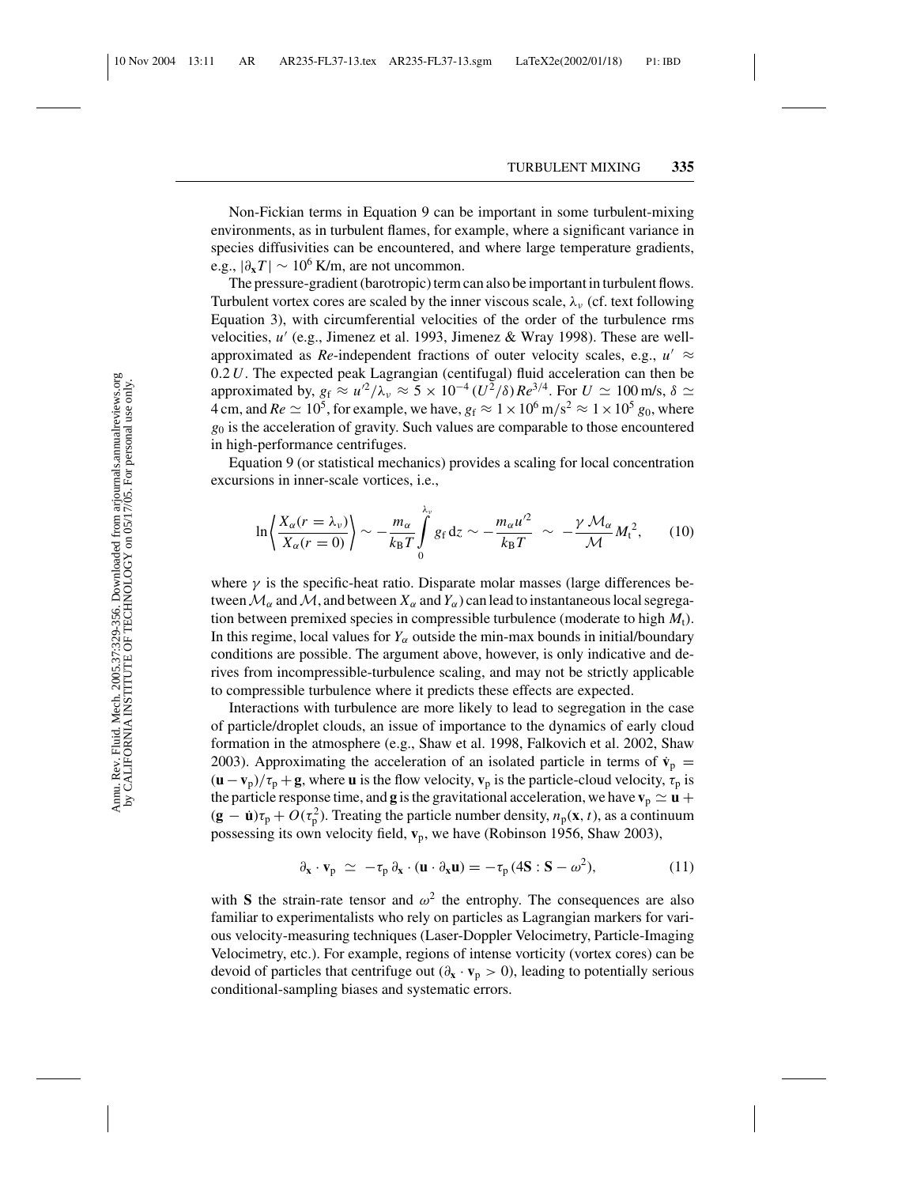Non-Fickian terms in Equation 9 can be important in some turbulent-mixing environments, as in turbulent flames, for example, where a significant variance in species diffusivities can be encountered, and where large temperature gradients, e.g., $|\partial_{\mathbf{x}} T| \sim 10^6$ K/m, are not uncommon.

The pressure-gradient (barotropic) term can also be important in turbulent flows. Turbulent vortex cores are scaled by the inner viscous scale, $\lambda_\nu$ (cf. text following Equation 3), with circumferential velocities of the order of the turbulence rms velocities, $u'$ (e.g., Jimenez et al. 1993, Jimenez & Wray 1998). These are well-approximated as *Re*-independent fractions of outer velocity scales, e.g., $u' \approx 0.2\,U$. The expected peak Lagrangian (centrifugal) fluid acceleration can then be approximated by, $g_\mathrm{f} \approx u'^2/\lambda_\nu \approx 5 \times 10^{-4}\,(U^2/\delta)\,Re^{3/4}$. For $U \simeq 100$ m/s, $\delta \simeq 4$ cm, and $Re \simeq 10^5$, for example, we have, $g_\mathrm{f} \approx 1 \times 10^6\ \mathrm{m/s}^2 \approx 1 \times 10^5\, g_0$, where $g_0$ is the acceleration of gravity. Such values are comparable to those encountered in high-performance centrifuges.

Equation 9 (or statistical mechanics) provides a scaling for local concentration excursions in inner-scale vortices, i.e.,

$$\ln\left\langle \frac{X_\alpha(r=\lambda_\nu)}{X_\alpha(r=0)} \right\rangle \sim -\frac{m_\alpha}{k_\mathrm{B} T} \int_0^{\lambda_\nu} g_\mathrm{f}\,\mathrm{d}z \sim -\frac{m_\alpha u'^2}{k_\mathrm{B} T} \;\sim\; -\frac{\gamma\,\mathcal{M}_\alpha}{\mathcal{M}} M_\mathrm{t}^2, \qquad (10)$$

where $\gamma$ is the specific-heat ratio. Disparate molar masses (large differences between $\mathcal{M}_\alpha$ and $\mathcal{M}$, and between $X_\alpha$ and $Y_\alpha$) can lead to instantaneous local segregation between premixed species in compressible turbulence (moderate to high $M_\mathrm{t}$). In this regime, local values for $Y_\alpha$ outside the min-max bounds in initial/boundary conditions are possible. The argument above, however, is only indicative and derives from incompressible-turbulence scaling, and may not be strictly applicable to compressible turbulence where it predicts these effects are expected.

Interactions with turbulence are more likely to lead to segregation in the case of particle/droplet clouds, an issue of importance to the dynamics of early cloud formation in the atmosphere (e.g., Shaw et al. 1998, Falkovich et al. 2002, Shaw 2003). Approximating the acceleration of an isolated particle in terms of $\dot{\mathbf{v}}_\mathrm{p} = (\mathbf{u} - \mathbf{v}_\mathrm{p})/\tau_\mathrm{p} + \mathbf{g}$, where $\mathbf{u}$ is the flow velocity, $\mathbf{v}_\mathrm{p}$ is the particle-cloud velocity, $\tau_\mathrm{p}$ is the particle response time, and $\mathbf{g}$ is the gravitational acceleration, we have $\mathbf{v}_\mathrm{p} \simeq \mathbf{u} + (\mathbf{g} - \dot{\mathbf{u}})\tau_\mathrm{p} + O(\tau_\mathrm{p}^2)$. Treating the particle number density, $n_\mathrm{p}(\mathbf{x}, t)$, as a continuum possessing its own velocity field, $\mathbf{v}_\mathrm{p}$, we have (Robinson 1956, Shaw 2003),

$$\partial_{\mathbf{x}} \cdot \mathbf{v}_\mathrm{p} \;\simeq\; -\tau_\mathrm{p}\,\partial_{\mathbf{x}} \cdot (\mathbf{u} \cdot \partial_{\mathbf{x}} \mathbf{u}) = -\tau_\mathrm{p}\,(4\mathbf{S}:\mathbf{S} - \omega^2), \qquad (11)$$

with $\mathbf{S}$ the strain-rate tensor and $\omega^2$ the entrophy. The consequences are also familiar to experimentalists who rely on particles as Lagrangian markers for various velocity-measuring techniques (Laser-Doppler Velocimetry, Particle-Imaging Velocimetry, etc.). For example, regions of intense vorticity (vortex cores) can be devoid of particles that centrifuge out ($\partial_{\mathbf{x}} \cdot \mathbf{v}_\mathrm{p} > 0$), leading to potentially serious conditional-sampling biases and systematic errors.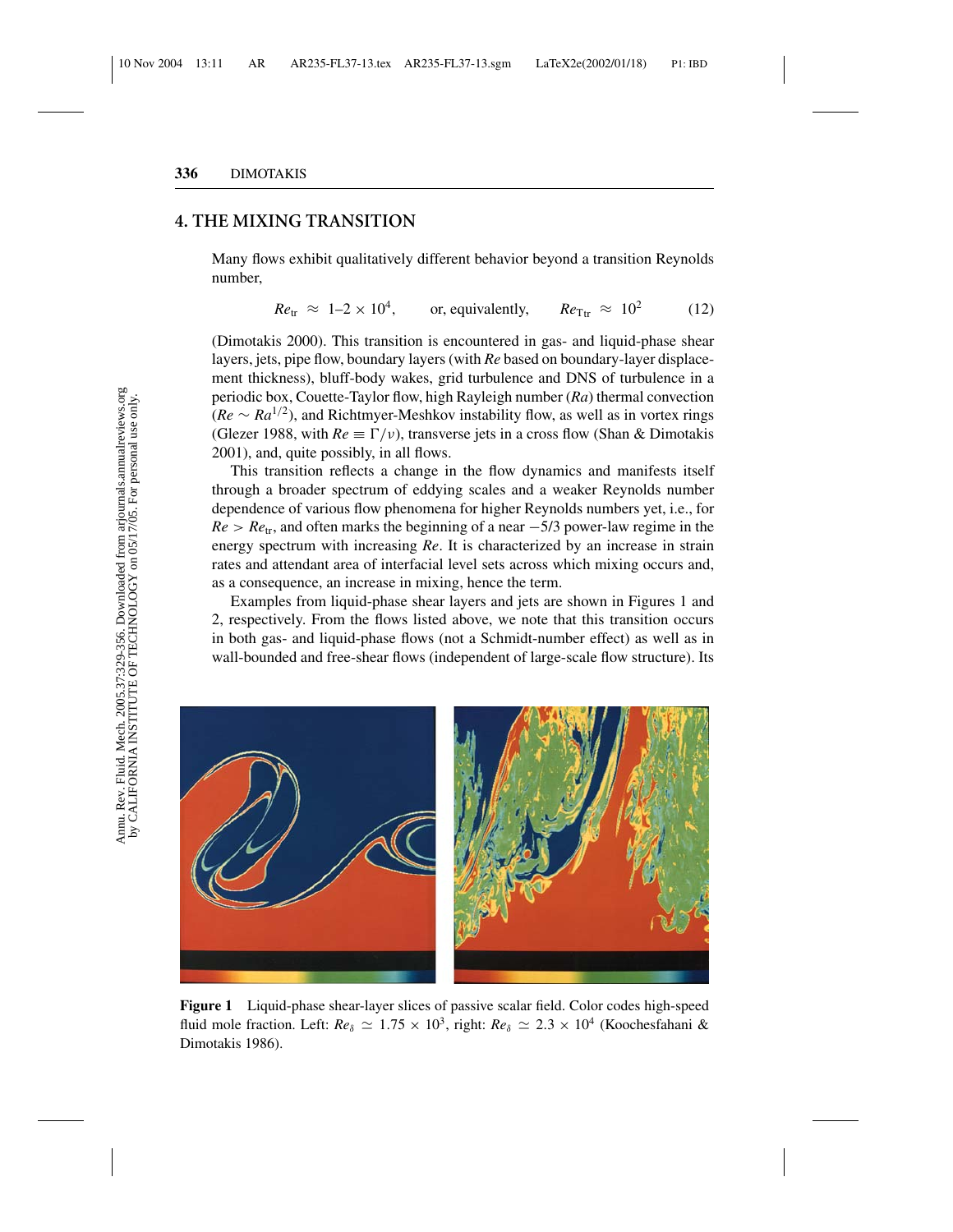## 4. THE MIXING TRANSITION

Many flows exhibit qualitatively different behavior beyond a transition Reynolds number,

$$Re_{\mathrm{tr}} \approx 1\text{–}2 \times 10^4, \qquad \text{or, equivalently,} \qquad Re_{\mathrm{T\,tr}} \approx 10^2 \tag{12}$$

(Dimotakis 2000). This transition is encountered in gas- and liquid-phase shear layers, jets, pipe flow, boundary layers (with $Re$ based on boundary-layer displacement thickness), bluff-body wakes, grid turbulence and DNS of turbulence in a periodic box, Couette-Taylor flow, high Rayleigh number ($Ra$) thermal convection ($Re \sim Ra^{1/2}$), and Richtmyer-Meshkov instability flow, as well as in vortex rings (Glezer 1988, with $Re \equiv \Gamma/\nu$), transverse jets in a cross flow (Shan & Dimotakis 2001), and, quite possibly, in all flows.

This transition reflects a change in the flow dynamics and manifests itself through a broader spectrum of eddying scales and a weaker Reynolds number dependence of various flow phenomena for higher Reynolds numbers yet, i.e., for $Re > Re_{\mathrm{tr}}$, and often marks the beginning of a near $-5/3$ power-law regime in the energy spectrum with increasing $Re$. It is characterized by an increase in strain rates and attendant area of interfacial level sets across which mixing occurs and, as a consequence, an increase in mixing, hence the term.

Examples from liquid-phase shear layers and jets are shown in Figures 1 and 2, respectively. From the flows listed above, we note that this transition occurs in both gas- and liquid-phase flows (not a Schmidt-number effect) as well as in wall-bounded and free-shear flows (independent of large-scale flow structure). Its

**Figure 1** Liquid-phase shear-layer slices of passive scalar field. Color codes high-speed fluid mole fraction. Left: $Re_\delta \simeq 1.75 \times 10^3$, right: $Re_\delta \simeq 2.3 \times 10^4$ (Koochesfahani & Dimotakis 1986).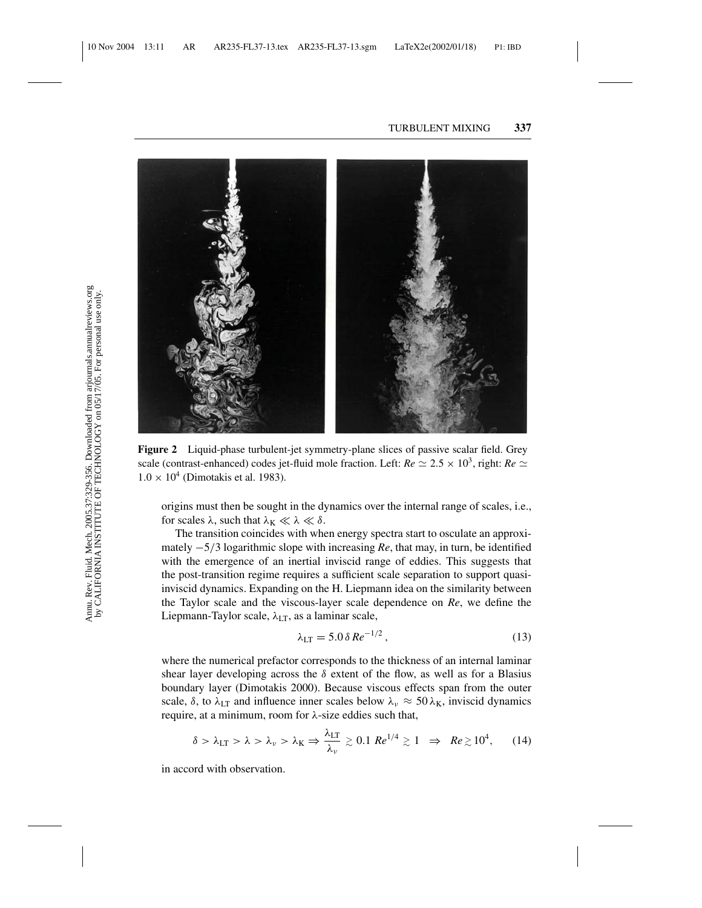**Figure 2** Liquid-phase turbulent-jet symmetry-plane slices of passive scalar field. Grey scale (contrast-enhanced) codes jet-fluid mole fraction. Left: $Re \simeq 2.5 \times 10^3$, right: $Re \simeq 1.0 \times 10^4$ (Dimotakis et al. 1983).

origins must then be sought in the dynamics over the internal range of scales, i.e., for scales $\lambda$, such that $\lambda_K \ll \lambda \ll \delta$.

The transition coincides with when energy spectra start to osculate an approximately $-5/3$ logarithmic slope with increasing *Re*, that may, in turn, be identified with the emergence of an inertial inviscid range of eddies. This suggests that the post-transition regime requires a sufficient scale separation to support quasi-inviscid dynamics. Expanding on the H. Liepmann idea on the similarity between the Taylor scale and the viscous-layer scale dependence on *Re*, we define the Liepmann-Taylor scale, $\lambda_{LT}$, as a laminar scale,

$$\lambda_{LT} = 5.0\, \delta\, Re^{-1/2}, \tag{13}$$

where the numerical prefactor corresponds to the thickness of an internal laminar shear layer developing across the $\delta$ extent of the flow, as well as for a Blasius boundary layer (Dimotakis 2000). Because viscous effects span from the outer scale, $\delta$, to $\lambda_{LT}$ and influence inner scales below $\lambda_\nu \approx 50\, \lambda_K$, inviscid dynamics require, at a minimum, room for $\lambda$-size eddies such that,

$$\delta > \lambda_{LT} > \lambda > \lambda_\nu > \lambda_K \Rightarrow \frac{\lambda_{LT}}{\lambda_\nu} \gtrsim 0.1\ Re^{1/4} \gtrsim 1 \quad \Rightarrow \quad Re \gtrsim 10^4, \tag{14}$$

in accord with observation.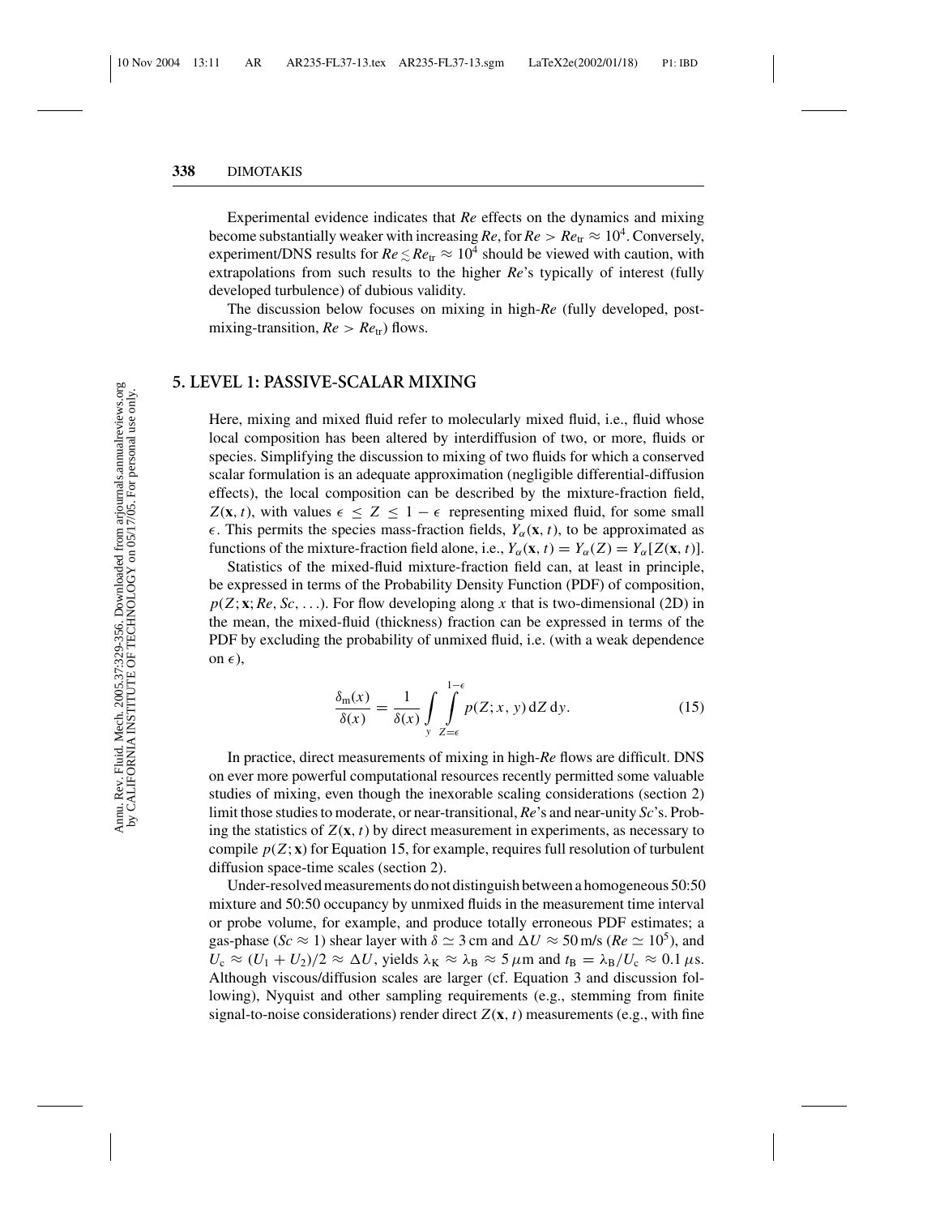Experimental evidence indicates that *Re* effects on the dynamics and mixing become substantially weaker with increasing *Re*, for $Re > Re_{tr} \approx 10^4$. Conversely, experiment/DNS results for $Re \lesssim Re_{tr} \approx 10^4$ should be viewed with caution, with extrapolations from such results to the higher *Re*'s typically of interest (fully developed turbulence) of dubious validity.

The discussion below focuses on mixing in high-*Re* (fully developed, post-mixing-transition, $Re > Re_{tr}$) flows.

## 5. LEVEL 1: PASSIVE-SCALAR MIXING

Here, mixing and mixed fluid refer to molecularly mixed fluid, i.e., fluid whose local composition has been altered by interdiffusion of two, or more, fluids or species. Simplifying the discussion to mixing of two fluids for which a conserved scalar formulation is an adequate approximation (negligible differential-diffusion effects), the local composition can be described by the mixture-fraction field, $Z(\mathbf{x}, t)$, with values $\epsilon \leq Z \leq 1 - \epsilon$ representing mixed fluid, for some small $\epsilon$. This permits the species mass-fraction fields, $Y_\alpha(\mathbf{x}, t)$, to be approximated as functions of the mixture-fraction field alone, i.e., $Y_\alpha(\mathbf{x}, t) = Y_\alpha(Z) = Y_\alpha[Z(\mathbf{x}, t)]$.

Statistics of the mixed-fluid mixture-fraction field can, at least in principle, be expressed in terms of the Probability Density Function (PDF) of composition, $p(Z; \mathbf{x}; Re, Sc, \ldots)$. For flow developing along $x$ that is two-dimensional (2D) in the mean, the mixed-fluid (thickness) fraction can be expressed in terms of the PDF by excluding the probability of unmixed fluid, i.e. (with a weak dependence on $\epsilon$),

$$\frac{\delta_{\mathrm{m}}(x)}{\delta(x)} = \frac{1}{\delta(x)} \int_{y} \int_{Z=\epsilon}^{1-\epsilon} p(Z; x, y) \, \mathrm{d}Z \, \mathrm{d}y. \tag{15}$$

In practice, direct measurements of mixing in high-*Re* flows are difficult. DNS on ever more powerful computational resources recently permitted some valuable studies of mixing, even though the inexorable scaling considerations (section 2) limit those studies to moderate, or near-transitional, *Re*'s and near-unity *Sc*'s. Probing the statistics of $Z(\mathbf{x}, t)$ by direct measurement in experiments, as necessary to compile $p(Z; \mathbf{x})$ for Equation 15, for example, requires full resolution of turbulent diffusion space-time scales (section 2).

Under-resolved measurements do not distinguish between a homogeneous 50:50 mixture and 50:50 occupancy by unmixed fluids in the measurement time interval or probe volume, for example, and produce totally erroneous PDF estimates; a gas-phase ($Sc \approx 1$) shear layer with $\delta \simeq 3\,\mathrm{cm}$ and $\Delta U \approx 50\,\mathrm{m/s}$ ($Re \simeq 10^5$), and $U_c \approx (U_1 + U_2)/2 \approx \Delta U$, yields $\lambda_K \approx \lambda_B \approx 5\,\mu\mathrm{m}$ and $t_B = \lambda_B / U_c \approx 0.1\,\mu\mathrm{s}$. Although viscous/diffusion scales are larger (cf. Equation 3 and discussion following), Nyquist and other sampling requirements (e.g., stemming from finite signal-to-noise considerations) render direct $Z(\mathbf{x}, t)$ measurements (e.g., with fine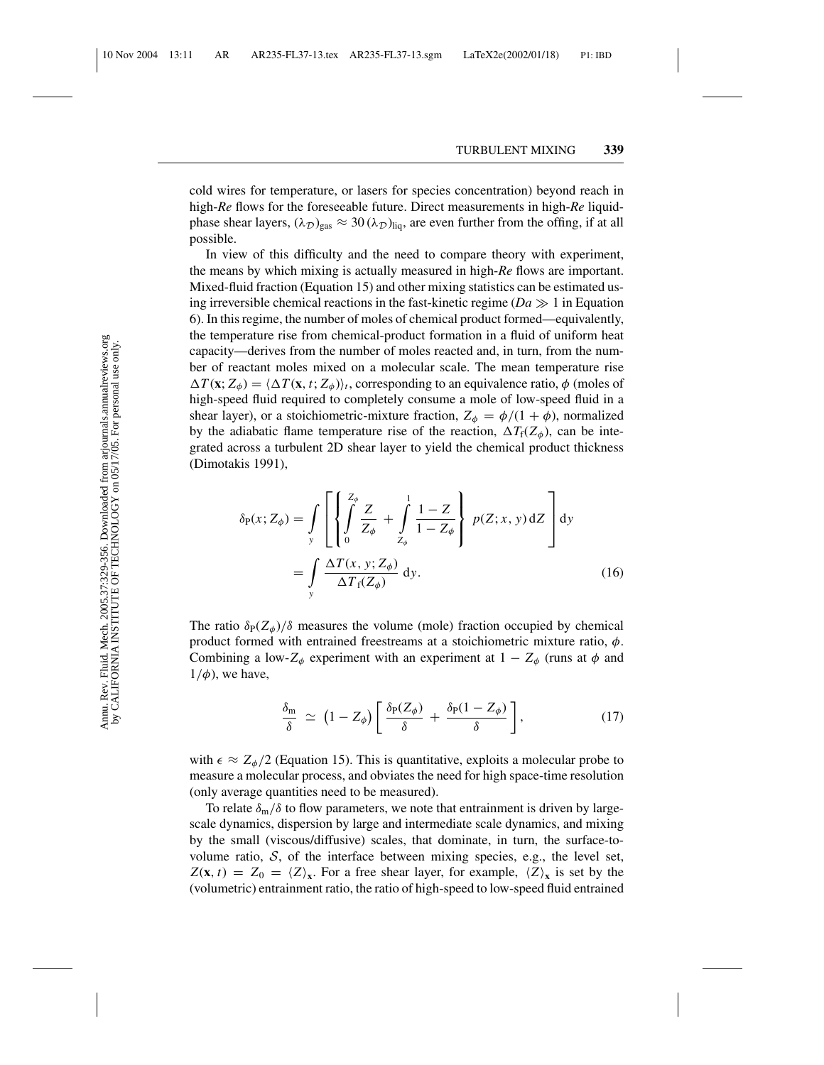cold wires for temperature, or lasers for species concentration) beyond reach in high-*Re* flows for the foreseeable future. Direct measurements in high-*Re* liquid-phase shear layers, $(\lambda_{\mathcal{D}})_{\text{gas}} \approx 30\,(\lambda_{\mathcal{D}})_{\text{liq}}$, are even further from the offing, if at all possible.

In view of this difficulty and the need to compare theory with experiment, the means by which mixing is actually measured in high-*Re* flows are important. Mixed-fluid fraction (Equation 15) and other mixing statistics can be estimated using irreversible chemical reactions in the fast-kinetic regime ($Da \gg 1$ in Equation 6). In this regime, the number of moles of chemical product formed—equivalently, the temperature rise from chemical-product formation in a fluid of uniform heat capacity—derives from the number of moles reacted and, in turn, from the number of reactant moles mixed on a molecular scale. The mean temperature rise $\Delta T(\mathbf{x}; Z_\phi) = \langle \Delta T(\mathbf{x}, t; Z_\phi)\rangle_t$, corresponding to an equivalence ratio, $\phi$ (moles of high-speed fluid required to completely consume a mole of low-speed fluid in a shear layer), or a stoichiometric-mixture fraction, $Z_\phi = \phi/(1+\phi)$, normalized by the adiabatic flame temperature rise of the reaction, $\Delta T_{\text{f}}(Z_\phi)$, can be integrated across a turbulent 2D shear layer to yield the chemical product thickness (Dimotakis 1991),

$$
\begin{aligned}
\delta_{\text{P}}(x; Z_\phi) &= \int_y \left[ \left\{ \int_0^{Z_\phi} \frac{Z}{Z_\phi} + \int_{Z_\phi}^{1} \frac{1-Z}{1-Z_\phi} \right\} p(Z; x, y)\, \mathrm{d}Z \right] \mathrm{d}y \\
&= \int_y \frac{\Delta T(x, y; Z_\phi)}{\Delta T_{\text{f}}(Z_\phi)}\, \mathrm{d}y.
\end{aligned} \tag{16}
$$

The ratio $\delta_{\text{P}}(Z_\phi)/\delta$ measures the volume (mole) fraction occupied by chemical product formed with entrained freestreams at a stoichiometric mixture ratio, $\phi$. Combining a low-$Z_\phi$ experiment with an experiment at $1 - Z_\phi$ (runs at $\phi$ and $1/\phi$), we have,

$$
\frac{\delta_{\text{m}}}{\delta} \simeq \left(1 - Z_\phi\right) \left[ \frac{\delta_{\text{P}}(Z_\phi)}{\delta} + \frac{\delta_{\text{P}}(1 - Z_\phi)}{\delta} \right], \tag{17}
$$

with $\epsilon \approx Z_\phi/2$ (Equation 15). This is quantitative, exploits a molecular probe to measure a molecular process, and obviates the need for high space-time resolution (only average quantities need to be measured).

To relate $\delta_{\text{m}}/\delta$ to flow parameters, we note that entrainment is driven by large-scale dynamics, dispersion by large and intermediate scale dynamics, and mixing by the small (viscous/diffusive) scales, that dominate, in turn, the surface-to-volume ratio, $\mathcal{S}$, of the interface between mixing species, e.g., the level set, $Z(\mathbf{x}, t) = Z_0 = \langle Z \rangle_{\mathbf{x}}$. For a free shear layer, for example, $\langle Z \rangle_{\mathbf{x}}$ is set by the (volumetric) entrainment ratio, the ratio of high-speed to low-speed fluid entrained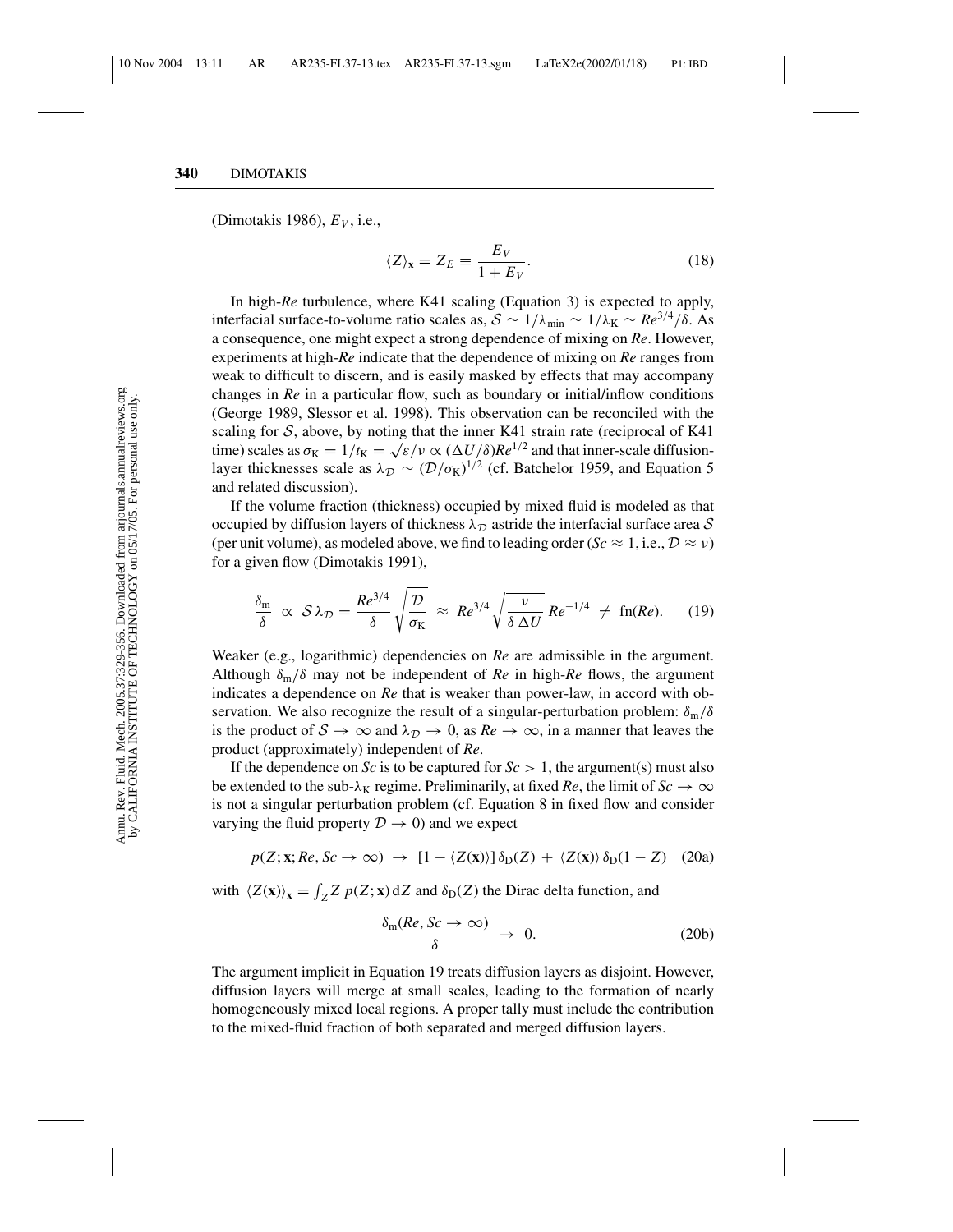(Dimotakis 1986), $E_V$, i.e.,

$$\langle Z \rangle_{\mathbf{x}} = Z_E \equiv \frac{E_V}{1 + E_V}. \tag{18}$$

In high-*Re* turbulence, where K41 scaling (Equation 3) is expected to apply, interfacial surface-to-volume ratio scales as, $\mathcal{S} \sim 1/\lambda_{\min} \sim 1/\lambda_{\mathrm{K}} \sim Re^{3/4}/\delta$. As a consequence, one might expect a strong dependence of mixing on *Re*. However, experiments at high-*Re* indicate that the dependence of mixing on *Re* ranges from weak to difficult to discern, and is easily masked by effects that may accompany changes in *Re* in a particular flow, such as boundary or initial/inflow conditions (George 1989, Slessor et al. 1998). This observation can be reconciled with the scaling for $\mathcal{S}$, above, by noting that the inner K41 strain rate (reciprocal of K41 time) scales as $\sigma_{\mathrm{K}} = 1/t_{\mathrm{K}} = \sqrt{\varepsilon/\nu} \propto (\Delta U/\delta) Re^{1/2}$ and that inner-scale diffusion-layer thicknesses scale as $\lambda_{\mathcal{D}} \sim (\mathcal{D}/\sigma_{\mathrm{K}})^{1/2}$ (cf. Batchelor 1959, and Equation 5 and related discussion).

If the volume fraction (thickness) occupied by mixed fluid is modeled as that occupied by diffusion layers of thickness $\lambda_{\mathcal{D}}$ astride the interfacial surface area $\mathcal{S}$ (per unit volume), as modeled above, we find to leading order ($Sc \approx 1$, i.e., $\mathcal{D} \approx \nu$) for a given flow (Dimotakis 1991),

$$\frac{\delta_{\mathrm{m}}}{\delta} \propto \mathcal{S}\,\lambda_{\mathcal{D}} = \frac{Re^{3/4}}{\delta}\sqrt{\frac{\mathcal{D}}{\sigma_{\mathrm{K}}}} \approx Re^{3/4}\sqrt{\frac{\nu}{\delta\,\Delta U}}\,Re^{-1/4} \neq \mathrm{fn}(Re). \tag{19}$$

Weaker (e.g., logarithmic) dependencies on *Re* are admissible in the argument. Although $\delta_{\mathrm{m}}/\delta$ may not be independent of *Re* in high-*Re* flows, the argument indicates a dependence on *Re* that is weaker than power-law, in accord with observation. We also recognize the result of a singular-perturbation problem: $\delta_{\mathrm{m}}/\delta$ is the product of $\mathcal{S} \to \infty$ and $\lambda_{\mathcal{D}} \to 0$, as $Re \to \infty$, in a manner that leaves the product (approximately) independent of *Re*.

If the dependence on *Sc* is to be captured for $Sc > 1$, the argument(s) must also be extended to the sub-$\lambda_{\mathrm{K}}$ regime. Preliminarily, at fixed *Re*, the limit of $Sc \to \infty$ is not a singular perturbation problem (cf. Equation 8 in fixed flow and consider varying the fluid property $\mathcal{D} \to 0$) and we expect

$$p(Z; \mathbf{x}; Re, Sc \to \infty) \to [1 - \langle Z(\mathbf{x}) \rangle]\,\delta_{\mathrm{D}}(Z) + \langle Z(\mathbf{x}) \rangle\,\delta_{\mathrm{D}}(1 - Z) \tag{20a}$$

with $\langle Z(\mathbf{x}) \rangle_{\mathbf{x}} = \int_Z Z\,p(Z; \mathbf{x})\,\mathrm{d}Z$ and $\delta_{\mathrm{D}}(Z)$ the Dirac delta function, and

$$\frac{\delta_{\mathrm{m}}(Re, Sc \to \infty)}{\delta} \to 0. \tag{20b}$$

The argument implicit in Equation 19 treats diffusion layers as disjoint. However, diffusion layers will merge at small scales, leading to the formation of nearly homogeneously mixed local regions. A proper tally must include the contribution to the mixed-fluid fraction of both separated and merged diffusion layers.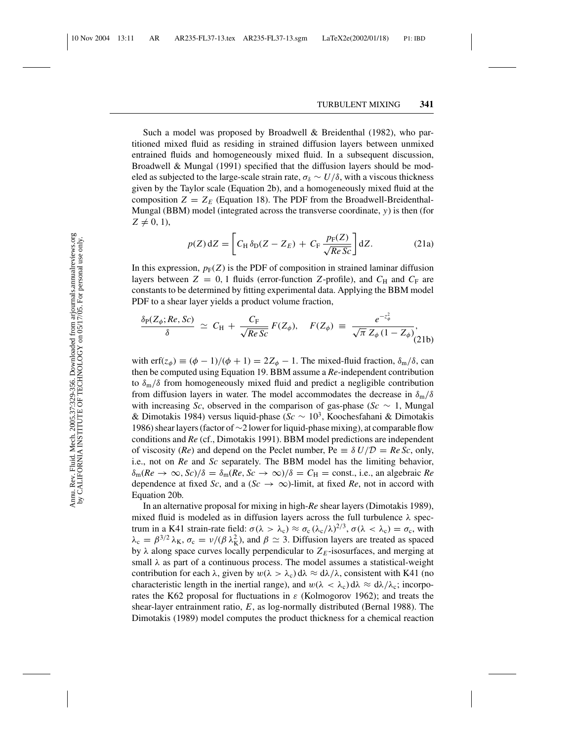Such a model was proposed by Broadwell & Breidenthal (1982), who partitioned mixed fluid as residing in strained diffusion layers between unmixed entrained fluids and homogeneously mixed fluid. In a subsequent discussion, Broadwell & Mungal (1991) specified that the diffusion layers should be modeled as subjected to the large-scale strain rate, $\sigma_\delta \sim U/\delta$, with a viscous thickness given by the Taylor scale (Equation 2b), and a homogeneously mixed fluid at the composition $Z = Z_E$ (Equation 18). The PDF from the Broadwell-Breidenthal-Mungal (BBM) model (integrated across the transverse coordinate, $y$) is then (for $Z \neq 0, 1$),

$$p(Z)\,\mathrm{d}Z = \left[ C_{\mathrm{H}}\, \delta_{\mathrm{D}}(Z - Z_E) + C_{\mathrm{F}} \frac{p_{\mathrm{F}}(Z)}{\sqrt{Re\,Sc}} \right] \mathrm{d}Z. \tag{21a}$$

In this expression, $p_{\mathrm{F}}(Z)$ is the PDF of composition in strained laminar diffusion layers between $Z = 0, 1$ fluids (error-function $Z$-profile), and $C_{\mathrm{H}}$ and $C_{\mathrm{F}}$ are constants to be determined by fitting experimental data. Applying the BBM model PDF to a shear layer yields a product volume fraction,

$$\frac{\delta_{\mathrm{P}}(Z_\phi; Re, Sc)}{\delta} \simeq C_{\mathrm{H}} + \frac{C_{\mathrm{F}}}{\sqrt{Re\,Sc}} F(Z_\phi), \quad F(Z_\phi) \equiv \frac{e^{-z_\phi^2}}{\sqrt{\pi}\, Z_\phi\,(1 - Z_\phi)}, \tag{21b}$$

with $\mathrm{erf}(z_\phi) \equiv (\phi - 1)/(\phi + 1) = 2Z_\phi - 1$. The mixed-fluid fraction, $\delta_{\mathrm{m}}/\delta$, can then be computed using Equation 19. BBM assume a $Re$-independent contribution to $\delta_{\mathrm{m}}/\delta$ from homogeneously mixed fluid and predict a negligible contribution from diffusion layers in water. The model accommodates the decrease in $\delta_{\mathrm{m}}/\delta$ with increasing $Sc$, observed in the comparison of gas-phase ($Sc \sim 1$, Mungal & Dimotakis 1984) versus liquid-phase ($Sc \sim 10^3$, Koochesfahani & Dimotakis 1986) shear layers (factor of $\sim$2 lower for liquid-phase mixing), at comparable flow conditions and $Re$ (cf., Dimotakis 1991). BBM model predictions are independent of viscosity ($Re$) and depend on the Peclet number, $\mathrm{Pe} \equiv \delta\, U/\mathcal{D} = Re\,Sc$, only, i.e., not on $Re$ and $Sc$ separately. The BBM model has the limiting behavior, $\delta_{\mathrm{m}}(Re \to \infty, Sc)/\delta = \delta_{\mathrm{m}}(Re, Sc \to \infty)/\delta = C_{\mathrm{H}} = \text{const.}$, i.e., an algebraic $Re$ dependence at fixed $Sc$, and a ($Sc \to \infty$)-limit, at fixed $Re$, not in accord with Equation 20b.

In an alternative proposal for mixing in high-$Re$ shear layers (Dimotakis 1989), mixed fluid is modeled as in diffusion layers across the full turbulence $\lambda$ spectrum in a K41 strain-rate field: $\sigma(\lambda > \lambda_{\mathrm{c}}) \approx \sigma_{\mathrm{c}}\,(\lambda_{\mathrm{c}}/\lambda)^{2/3}$, $\sigma(\lambda < \lambda_{\mathrm{c}}) = \sigma_{\mathrm{c}}$, with $\lambda_{\mathrm{c}} = \beta^{3/2}\,\lambda_{\mathrm{K}}$, $\sigma_{\mathrm{c}} = \nu/(\beta\,\lambda_{\mathrm{K}}^2)$, and $\beta \simeq 3$. Diffusion layers are treated as spaced by $\lambda$ along space curves locally perpendicular to $Z_E$-isosurfaces, and merging at small $\lambda$ as part of a continuous process. The model assumes a statistical-weight contribution for each $\lambda$, given by $w(\lambda > \lambda_{\mathrm{c}})\,\mathrm{d}\lambda \approx \mathrm{d}\lambda/\lambda$, consistent with K41 (no characteristic length in the inertial range), and $w(\lambda < \lambda_{\mathrm{c}})\,\mathrm{d}\lambda \approx \mathrm{d}\lambda/\lambda_{\mathrm{c}}$; incorporates the K62 proposal for fluctuations in $\varepsilon$ (Kolmogorov 1962); and treats the shear-layer entrainment ratio, $E$, as log-normally distributed (Bernal 1988). The Dimotakis (1989) model computes the product thickness for a chemical reaction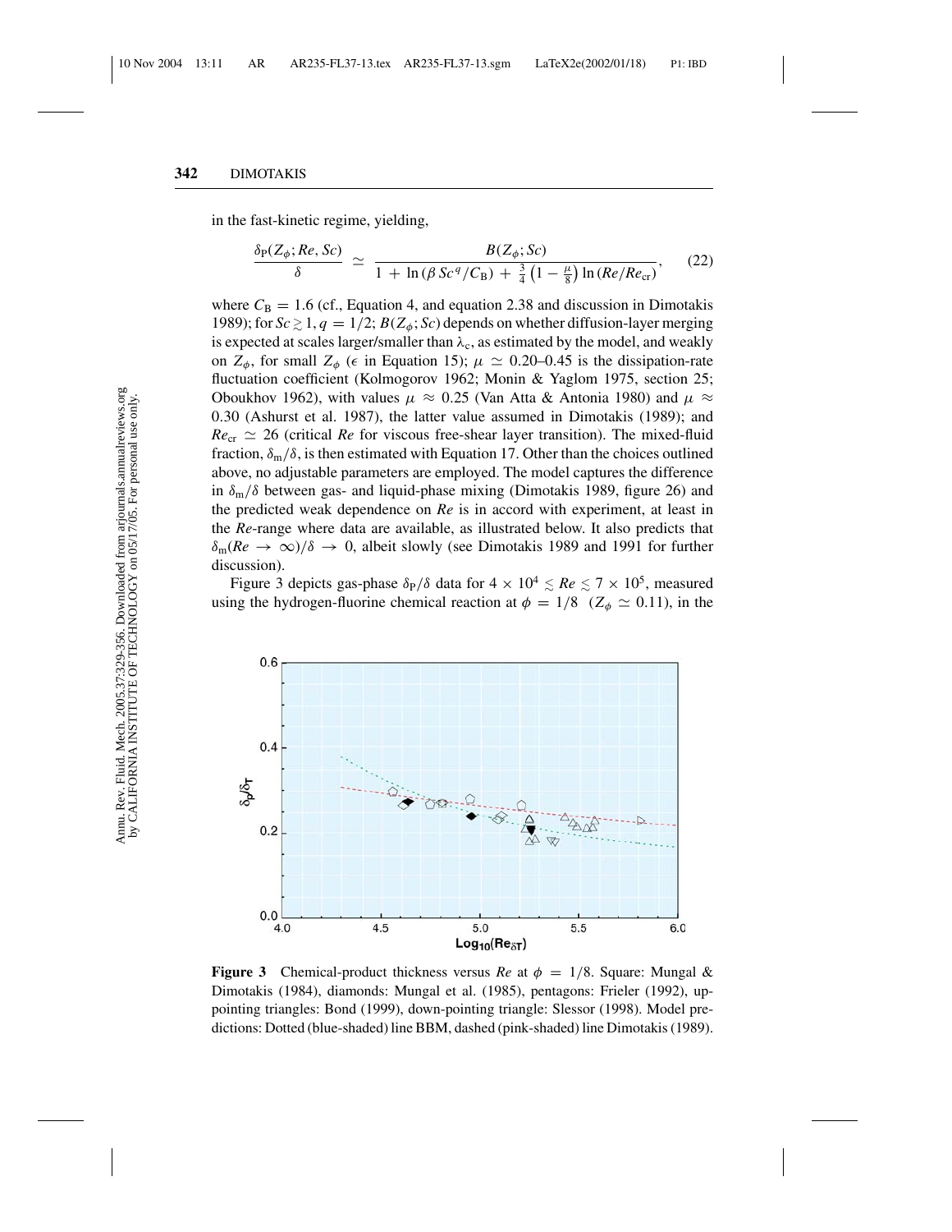in the fast-kinetic regime, yielding,

$$\frac{\delta_P(Z_\phi; Re, Sc)}{\delta} \simeq \frac{B(Z_\phi; Sc)}{1 + \ln(\beta\, Sc^q / C_B) + \frac{3}{4}\left(1 - \frac{\mu}{8}\right)\ln(Re/Re_{cr})}, \tag{22}$$

where $C_B = 1.6$ (cf., Equation 4, and equation 2.38 and discussion in Dimotakis 1989); for $Sc \gtrsim 1$, $q = 1/2$; $B(Z_\phi; Sc)$ depends on whether diffusion-layer merging is expected at scales larger/smaller than $\lambda_c$, as estimated by the model, and weakly on $Z_\phi$, for small $Z_\phi$ ($\epsilon$ in Equation 15); $\mu \simeq 0.20$–$0.45$ is the dissipation-rate fluctuation coefficient (Kolmogorov 1962; Monin & Yaglom 1975, section 25; Oboukhov 1962), with values $\mu \approx 0.25$ (Van Atta & Antonia 1980) and $\mu \approx 0.30$ (Ashurst et al. 1987), the latter value assumed in Dimotakis (1989); and $Re_{cr} \simeq 26$ (critical *Re* for viscous free-shear layer transition). The mixed-fluid fraction, $\delta_m/\delta$, is then estimated with Equation 17. Other than the choices outlined above, no adjustable parameters are employed. The model captures the difference in $\delta_m/\delta$ between gas- and liquid-phase mixing (Dimotakis 1989, figure 26) and the predicted weak dependence on *Re* is in accord with experiment, at least in the *Re*-range where data are available, as illustrated below. It also predicts that $\delta_m(Re \to \infty)/\delta \to 0$, albeit slowly (see Dimotakis 1989 and 1991 for further discussion).

Figure 3 depicts gas-phase $\delta_P/\delta$ data for $4 \times 10^4 \lesssim Re \lesssim 7 \times 10^5$, measured using the hydrogen-fluorine chemical reaction at $\phi = 1/8$ ($Z_\phi \simeq 0.11$), in the

**Figure 3** Chemical-product thickness versus *Re* at $\phi = 1/8$. Square: Mungal & Dimotakis (1984), diamonds: Mungal et al. (1985), pentagons: Frieler (1992), up-pointing triangles: Bond (1999), down-pointing triangle: Slessor (1998). Model predictions: Dotted (blue-shaded) line BBM, dashed (pink-shaded) line Dimotakis (1989).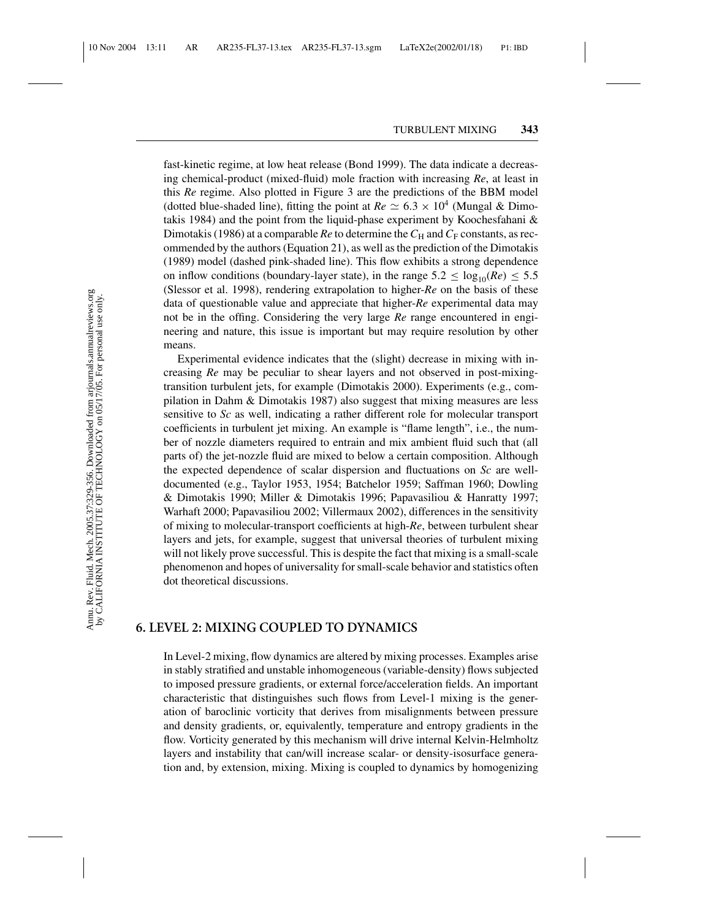fast-kinetic regime, at low heat release (Bond 1999). The data indicate a decreasing chemical-product (mixed-fluid) mole fraction with increasing *Re*, at least in this *Re* regime. Also plotted in Figure 3 are the predictions of the BBM model (dotted blue-shaded line), fitting the point at $Re \simeq 6.3 \times 10^4$ (Mungal & Dimotakis 1984) and the point from the liquid-phase experiment by Koochesfahani & Dimotakis (1986) at a comparable *Re* to determine the $C_{\mathrm{H}}$ and $C_{\mathrm{F}}$ constants, as recommended by the authors (Equation 21), as well as the prediction of the Dimotakis (1989) model (dashed pink-shaded line). This flow exhibits a strong dependence on inflow conditions (boundary-layer state), in the range $5.2 \leq \log_{10}(Re) \leq 5.5$ (Slessor et al. 1998), rendering extrapolation to higher-*Re* on the basis of these data of questionable value and appreciate that higher-*Re* experimental data may not be in the offing. Considering the very large *Re* range encountered in engineering and nature, this issue is important but may require resolution by other means.

Experimental evidence indicates that the (slight) decrease in mixing with increasing *Re* may be peculiar to shear layers and not observed in post-mixing-transition turbulent jets, for example (Dimotakis 2000). Experiments (e.g., compilation in Dahm & Dimotakis 1987) also suggest that mixing measures are less sensitive to *Sc* as well, indicating a rather different role for molecular transport coefficients in turbulent jet mixing. An example is "flame length", i.e., the number of nozzle diameters required to entrain and mix ambient fluid such that (all parts of) the jet-nozzle fluid are mixed to below a certain composition. Although the expected dependence of scalar dispersion and fluctuations on *Sc* are well-documented (e.g., Taylor 1953, 1954; Batchelor 1959; Saffman 1960; Dowling & Dimotakis 1990; Miller & Dimotakis 1996; Papavasiliou & Hanratty 1997; Warhaft 2000; Papavasiliou 2002; Villermaux 2002), differences in the sensitivity of mixing to molecular-transport coefficients at high-*Re*, between turbulent shear layers and jets, for example, suggest that universal theories of turbulent mixing will not likely prove successful. This is despite the fact that mixing is a small-scale phenomenon and hopes of universality for small-scale behavior and statistics often dot theoretical discussions.

## 6. LEVEL 2: MIXING COUPLED TO DYNAMICS

In Level-2 mixing, flow dynamics are altered by mixing processes. Examples arise in stably stratified and unstable inhomogeneous (variable-density) flows subjected to imposed pressure gradients, or external force/acceleration fields. An important characteristic that distinguishes such flows from Level-1 mixing is the generation of baroclinic vorticity that derives from misalignments between pressure and density gradients, or, equivalently, temperature and entropy gradients in the flow. Vorticity generated by this mechanism will drive internal Kelvin-Helmholtz layers and instability that can/will increase scalar- or density-isosurface generation and, by extension, mixing. Mixing is coupled to dynamics by homogenizing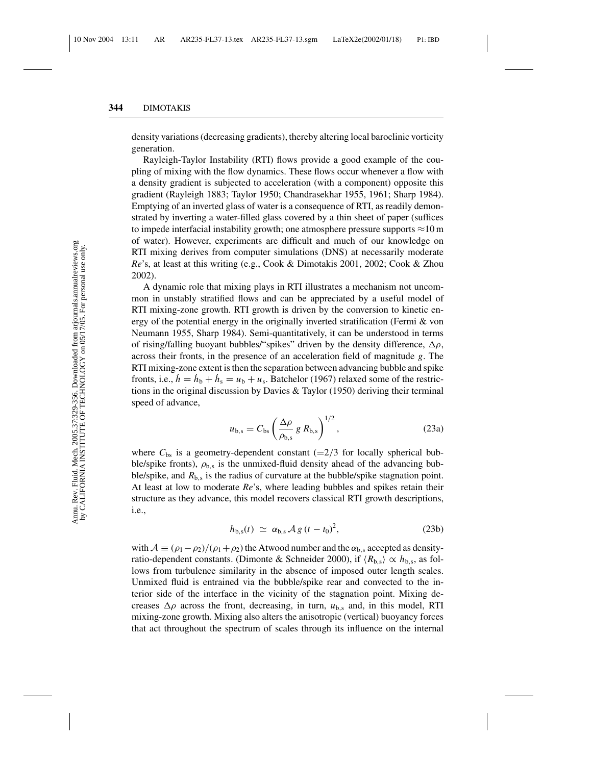density variations (decreasing gradients), thereby altering local baroclinic vorticity generation.

Rayleigh-Taylor Instability (RTI) flows provide a good example of the coupling of mixing with the flow dynamics. These flows occur whenever a flow with a density gradient is subjected to acceleration (with a component) opposite this gradient (Rayleigh 1883; Taylor 1950; Chandrasekhar 1955, 1961; Sharp 1984). Emptying of an inverted glass of water is a consequence of RTI, as readily demonstrated by inverting a water-filled glass covered by a thin sheet of paper (suffices to impede interfacial instability growth; one atmosphere pressure supports $\approx 10\,\mathrm{m}$ of water). However, experiments are difficult and much of our knowledge on RTI mixing derives from computer simulations (DNS) at necessarily moderate *Re*'s, at least at this writing (e.g., Cook & Dimotakis 2001, 2002; Cook & Zhou 2002).

A dynamic role that mixing plays in RTI illustrates a mechanism not uncommon in unstably stratified flows and can be appreciated by a useful model of RTI mixing-zone growth. RTI growth is driven by the conversion to kinetic energy of the potential energy in the originally inverted stratification (Fermi & von Neumann 1955, Sharp 1984). Semi-quantitatively, it can be understood in terms of rising/falling buoyant bubbles/"spikes" driven by the density difference, $\Delta\rho$, across their fronts, in the presence of an acceleration field of magnitude $g$. The RTI mixing-zone extent is then the separation between advancing bubble and spike fronts, i.e., $\dot{h} = \dot{h}_\mathrm{b} + \dot{h}_\mathrm{s} = u_\mathrm{b} + u_\mathrm{s}$. Batchelor (1967) relaxed some of the restrictions in the original discussion by Davies & Taylor (1950) deriving their terminal speed of advance,

$$u_{\mathrm{b,s}} = C_{\mathrm{bs}} \left( \frac{\Delta\rho}{\rho_{\mathrm{b,s}}}\, g\, R_{\mathrm{b,s}} \right)^{1/2}, \tag{23a}$$

where $C_{\mathrm{bs}}$ is a geometry-dependent constant ($=2/3$ for locally spherical bubble/spike fronts), $\rho_{\mathrm{b,s}}$ is the unmixed-fluid density ahead of the advancing bubble/spike, and $R_{\mathrm{b,s}}$ is the radius of curvature at the bubble/spike stagnation point. At least at low to moderate *Re*'s, where leading bubbles and spikes retain their structure as they advance, this model recovers classical RTI growth descriptions, i.e.,

$$h_{\mathrm{b,s}}(t) \;\simeq\; \alpha_{\mathrm{b,s}}\, \mathcal{A}\, g\, (t - t_0)^2, \tag{23b}$$

with $\mathcal{A} \equiv (\rho_1 - \rho_2)/(\rho_1 + \rho_2)$ the Atwood number and the $\alpha_{\mathrm{b,s}}$ accepted as density-ratio-dependent constants. (Dimonte & Schneider 2000), if $\langle R_{\mathrm{b,s}} \rangle \propto h_{\mathrm{b,s}}$, as follows from turbulence similarity in the absence of imposed outer length scales. Unmixed fluid is entrained via the bubble/spike rear and convected to the interior side of the interface in the vicinity of the stagnation point. Mixing decreases $\Delta\rho$ across the front, decreasing, in turn, $u_{\mathrm{b,s}}$ and, in this model, RTI mixing-zone growth. Mixing also alters the anisotropic (vertical) buoyancy forces that act throughout the spectrum of scales through its influence on the internal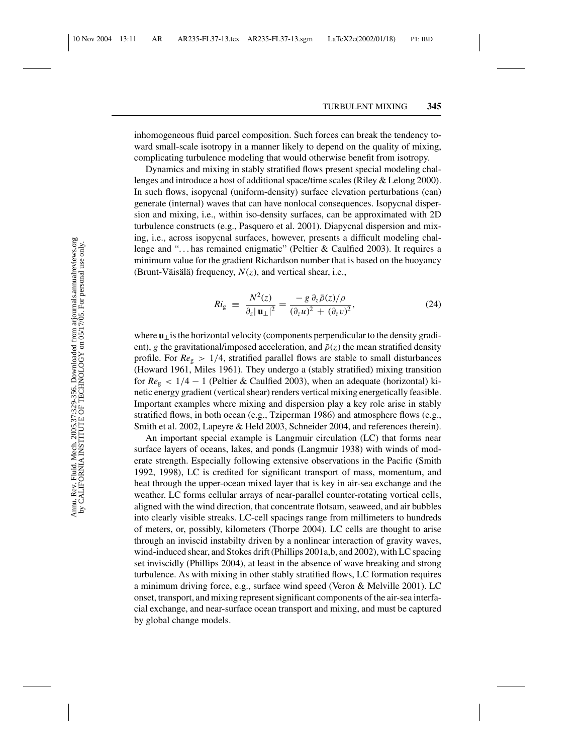inhomogeneous fluid parcel composition. Such forces can break the tendency toward small-scale isotropy in a manner likely to depend on the quality of mixing, complicating turbulence modeling that would otherwise benefit from isotropy.

Dynamics and mixing in stably stratified flows present special modeling challenges and introduce a host of additional space/time scales (Riley & Lelong 2000). In such flows, isopycnal (uniform-density) surface elevation perturbations (can) generate (internal) waves that can have nonlocal consequences. Isopycnal dispersion and mixing, i.e., within iso-density surfaces, can be approximated with 2D turbulence constructs (e.g., Pasquero et al. 2001). Diapycnal dispersion and mixing, i.e., across isopycnal surfaces, however, presents a difficult modeling challenge and "... has remained enigmatic" (Peltier & Caulfied 2003). It requires a minimum value for the gradient Richardson number that is based on the buoyancy (Brunt-Väisälä) frequency, $N(z)$, and vertical shear, i.e.,

$$Ri_{\mathrm{g}} \equiv \frac{N^2(z)}{\partial_z |\mathbf{u}_\perp|^2} = \frac{-g\,\partial_z \bar{\rho}(z)/\rho}{(\partial_z u)^2 + (\partial_z v)^2}, \tag{24}$$

where $\mathbf{u}_\perp$ is the horizontal velocity (components perpendicular to the density gradient), $g$ the gravitational/imposed acceleration, and $\bar{\rho}(z)$ the mean stratified density profile. For $Re_{\mathrm{g}} > 1/4$, stratified parallel flows are stable to small disturbances (Howard 1961, Miles 1961). They undergo a (stably stratified) mixing transition for $Re_{\mathrm{g}} < 1/4 - 1$ (Peltier & Caulfied 2003), when an adequate (horizontal) kinetic energy gradient (vertical shear) renders vertical mixing energetically feasible. Important examples where mixing and dispersion play a key role arise in stably stratified flows, in both ocean (e.g., Tziperman 1986) and atmosphere flows (e.g., Smith et al. 2002, Lapeyre & Held 2003, Schneider 2004, and references therein).

An important special example is Langmuir circulation (LC) that forms near surface layers of oceans, lakes, and ponds (Langmuir 1938) with winds of moderate strength. Especially following extensive observations in the Pacific (Smith 1992, 1998), LC is credited for significant transport of mass, momentum, and heat through the upper-ocean mixed layer that is key in air-sea exchange and the weather. LC forms cellular arrays of near-parallel counter-rotating vortical cells, aligned with the wind direction, that concentrate flotsam, seaweed, and air bubbles into clearly visible streaks. LC-cell spacings range from millimeters to hundreds of meters, or, possibly, kilometers (Thorpe 2004). LC cells are thought to arise through an inviscid instabilty driven by a nonlinear interaction of gravity waves, wind-induced shear, and Stokes drift (Phillips 2001a,b, and 2002), with LC spacing set inviscidly (Phillips 2004), at least in the absence of wave breaking and strong turbulence. As with mixing in other stably stratified flows, LC formation requires a minimum driving force, e.g., surface wind speed (Veron & Melville 2001). LC onset, transport, and mixing represent significant components of the air-sea interfacial exchange, and near-surface ocean transport and mixing, and must be captured by global change models.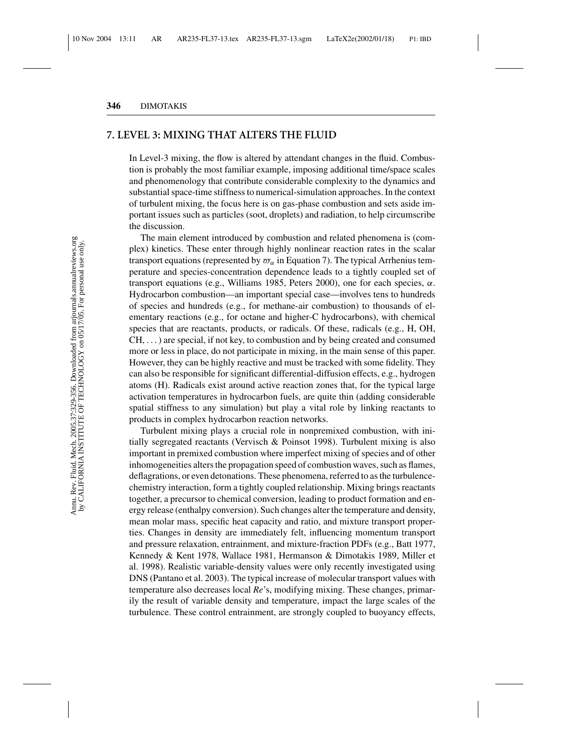## 7. LEVEL 3: MIXING THAT ALTERS THE FLUID

In Level-3 mixing, the flow is altered by attendant changes in the fluid. Combustion is probably the most familiar example, imposing additional time/space scales and phenomenology that contribute considerable complexity to the dynamics and substantial space-time stiffness to numerical-simulation approaches. In the context of turbulent mixing, the focus here is on gas-phase combustion and sets aside important issues such as particles (soot, droplets) and radiation, to help circumscribe the discussion.

The main element introduced by combustion and related phenomena is (complex) kinetics. These enter through highly nonlinear reaction rates in the scalar transport equations (represented by $\varpi_\alpha$ in Equation 7). The typical Arrhenius temperature and species-concentration dependence leads to a tightly coupled set of transport equations (e.g., Williams 1985, Peters 2000), one for each species, $\alpha$. Hydrocarbon combustion—an important special case—involves tens to hundreds of species and hundreds (e.g., for methane-air combustion) to thousands of elementary reactions (e.g., for octane and higher-C hydrocarbons), with chemical species that are reactants, products, or radicals. Of these, radicals (e.g., H, OH, CH, ...) are special, if not key, to combustion and by being created and consumed more or less in place, do not participate in mixing, in the main sense of this paper. However, they can be highly reactive and must be tracked with some fidelity. They can also be responsible for significant differential-diffusion effects, e.g., hydrogen atoms (H). Radicals exist around active reaction zones that, for the typical large activation temperatures in hydrocarbon fuels, are quite thin (adding considerable spatial stiffness to any simulation) but play a vital role by linking reactants to products in complex hydrocarbon reaction networks.

Turbulent mixing plays a crucial role in nonpremixed combustion, with initially segregated reactants (Vervisch & Poinsot 1998). Turbulent mixing is also important in premixed combustion where imperfect mixing of species and of other inhomogeneities alters the propagation speed of combustion waves, such as flames, deflagrations, or even detonations. These phenomena, referred to as the turbulence-chemistry interaction, form a tightly coupled relationship. Mixing brings reactants together, a precursor to chemical conversion, leading to product formation and energy release (enthalpy conversion). Such changes alter the temperature and density, mean molar mass, specific heat capacity and ratio, and mixture transport properties. Changes in density are immediately felt, influencing momentum transport and pressure relaxation, entrainment, and mixture-fraction PDFs (e.g., Batt 1977, Kennedy & Kent 1978, Wallace 1981, Hermanson & Dimotakis 1989, Miller et al. 1998). Realistic variable-density values were only recently investigated using DNS (Pantano et al. 2003). The typical increase of molecular transport values with temperature also decreases local *Re*'s, modifying mixing. These changes, primarily the result of variable density and temperature, impact the large scales of the turbulence. These control entrainment, are strongly coupled to buoyancy effects,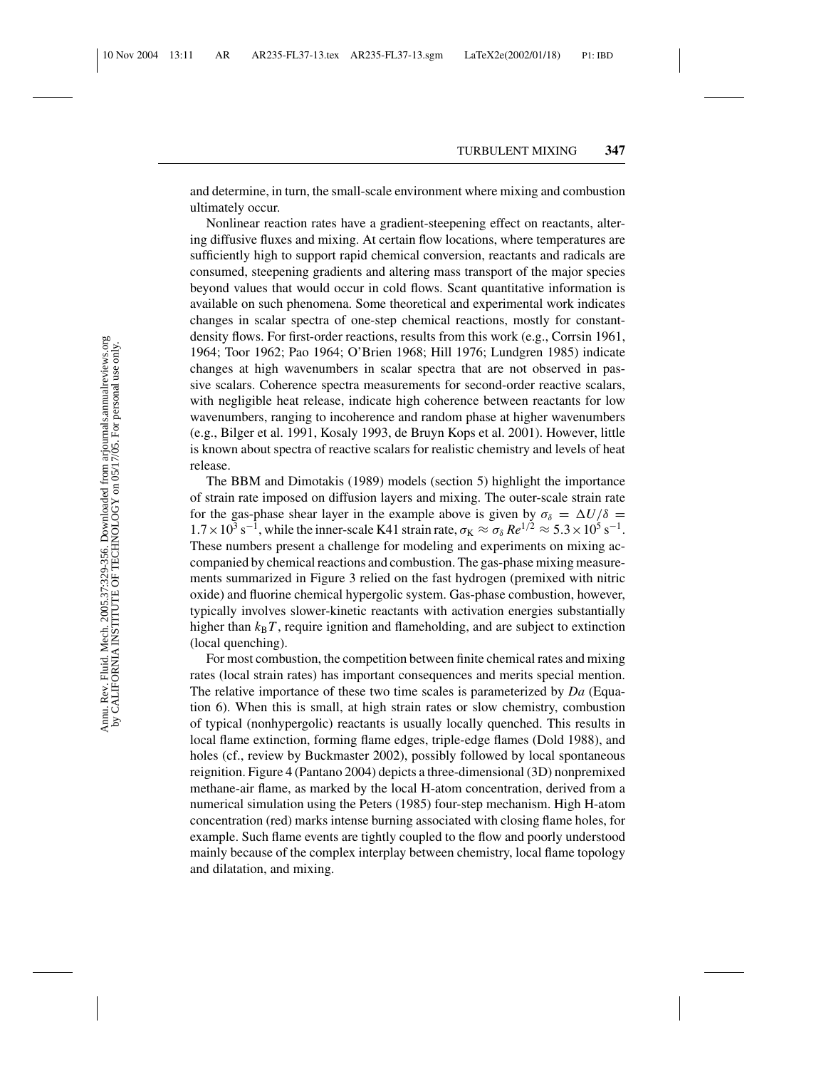and determine, in turn, the small-scale environment where mixing and combustion ultimately occur.

Nonlinear reaction rates have a gradient-steepening effect on reactants, altering diffusive fluxes and mixing. At certain flow locations, where temperatures are sufficiently high to support rapid chemical conversion, reactants and radicals are consumed, steepening gradients and altering mass transport of the major species beyond values that would occur in cold flows. Scant quantitative information is available on such phenomena. Some theoretical and experimental work indicates changes in scalar spectra of one-step chemical reactions, mostly for constant-density flows. For first-order reactions, results from this work (e.g., Corrsin 1961, 1964; Toor 1962; Pao 1964; O'Brien 1968; Hill 1976; Lundgren 1985) indicate changes at high wavenumbers in scalar spectra that are not observed in passive scalars. Coherence spectra measurements for second-order reactive scalars, with negligible heat release, indicate high coherence between reactants for low wavenumbers, ranging to incoherence and random phase at higher wavenumbers (e.g., Bilger et al. 1991, Kosaly 1993, de Bruyn Kops et al. 2001). However, little is known about spectra of reactive scalars for realistic chemistry and levels of heat release.

The BBM and Dimotakis (1989) models (section 5) highlight the importance of strain rate imposed on diffusion layers and mixing. The outer-scale strain rate for the gas-phase shear layer in the example above is given by $\sigma_\delta = \Delta U/\delta = 1.7 \times 10^3\,\mathrm{s}^{-1}$, while the inner-scale K41 strain rate, $\sigma_\mathrm{K} \approx \sigma_\delta\, Re^{1/2} \approx 5.3 \times 10^5\,\mathrm{s}^{-1}$. These numbers present a challenge for modeling and experiments on mixing accompanied by chemical reactions and combustion. The gas-phase mixing measurements summarized in Figure 3 relied on the fast hydrogen (premixed with nitric oxide) and fluorine chemical hypergolic system. Gas-phase combustion, however, typically involves slower-kinetic reactants with activation energies substantially higher than $k_\mathrm{B}T$, require ignition and flameholding, and are subject to extinction (local quenching).

For most combustion, the competition between finite chemical rates and mixing rates (local strain rates) has important consequences and merits special mention. The relative importance of these two time scales is parameterized by *Da* (Equation 6). When this is small, at high strain rates or slow chemistry, combustion of typical (nonhypergolic) reactants is usually locally quenched. This results in local flame extinction, forming flame edges, triple-edge flames (Dold 1988), and holes (cf., review by Buckmaster 2002), possibly followed by local spontaneous reignition. Figure 4 (Pantano 2004) depicts a three-dimensional (3D) nonpremixed methane-air flame, as marked by the local H-atom concentration, derived from a numerical simulation using the Peters (1985) four-step mechanism. High H-atom concentration (red) marks intense burning associated with closing flame holes, for example. Such flame events are tightly coupled to the flow and poorly understood mainly because of the complex interplay between chemistry, local flame topology and dilatation, and mixing.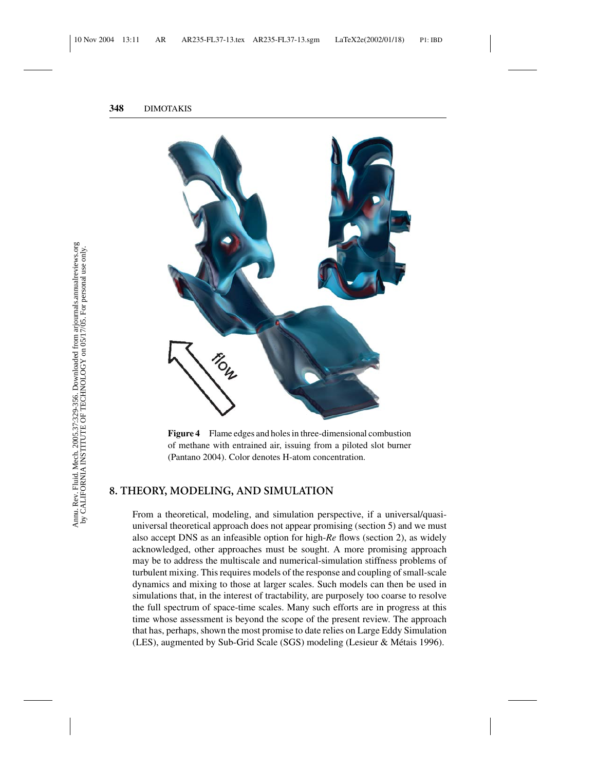**Figure 4** Flame edges and holes in three-dimensional combustion of methane with entrained air, issuing from a piloted slot burner (Pantano 2004). Color denotes H-atom concentration.

## 8. THEORY, MODELING, AND SIMULATION

From a theoretical, modeling, and simulation perspective, if a universal/quasi-universal theoretical approach does not appear promising (section 5) and we must also accept DNS as an infeasible option for high-*Re* flows (section 2), as widely acknowledged, other approaches must be sought. A more promising approach may be to address the multiscale and numerical-simulation stiffness problems of turbulent mixing. This requires models of the response and coupling of small-scale dynamics and mixing to those at larger scales. Such models can then be used in simulations that, in the interest of tractability, are purposely too coarse to resolve the full spectrum of space-time scales. Many such efforts are in progress at this time whose assessment is beyond the scope of the present review. The approach that has, perhaps, shown the most promise to date relies on Large Eddy Simulation (LES), augmented by Sub-Grid Scale (SGS) modeling (Lesieur & Métais 1996).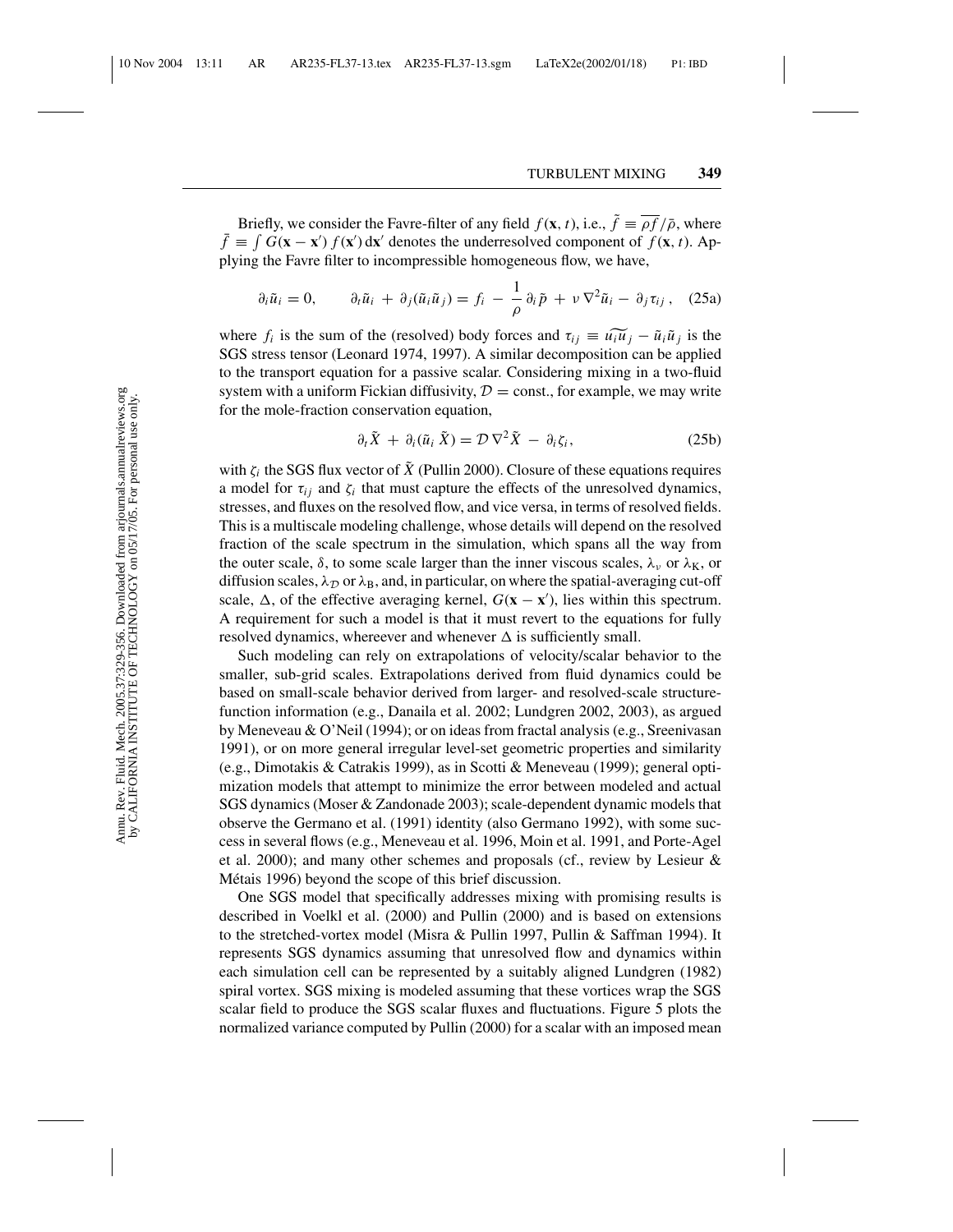Briefly, we consider the Favre-filter of any field $f(\mathbf{x}, t)$, i.e., $\tilde{f} \equiv \overline{\rho f}/\bar{\rho}$, where $\bar{f} \equiv \int G(\mathbf{x} - \mathbf{x}') f(\mathbf{x}') \, \mathrm{d}\mathbf{x}'$ denotes the underresolved component of $f(\mathbf{x}, t)$. Applying the Favre filter to incompressible homogeneous flow, we have,

$$\partial_i \tilde{u}_i = 0, \qquad \partial_t \tilde{u}_i + \partial_j (\tilde{u}_i \tilde{u}_j) = f_i - \frac{1}{\rho} \partial_i \tilde{p} + \nu \nabla^2 \tilde{u}_i - \partial_j \tau_{ij}, \quad \text{(25a)}$$

where $f_i$ is the sum of the (resolved) body forces and $\tau_{ij} \equiv \widetilde{u_i u_j} - \tilde{u}_i \tilde{u}_j$ is the SGS stress tensor (Leonard 1974, 1997). A similar decomposition can be applied to the transport equation for a passive scalar. Considering mixing in a two-fluid system with a uniform Fickian diffusivity, $\mathcal{D} = \text{const.}$, for example, we may write for the mole-fraction conservation equation,

$$\partial_t \tilde{X} + \partial_i (\tilde{u}_i \, \tilde{X}) = \mathcal{D} \, \nabla^2 \tilde{X} - \partial_i \zeta_i, \quad \text{(25b)}$$

with $\zeta_i$ the SGS flux vector of $\tilde{X}$ (Pullin 2000). Closure of these equations requires a model for $\tau_{ij}$ and $\zeta_i$ that must capture the effects of the unresolved dynamics, stresses, and fluxes on the resolved flow, and vice versa, in terms of resolved fields. This is a multiscale modeling challenge, whose details will depend on the resolved fraction of the scale spectrum in the simulation, which spans all the way from the outer scale, $\delta$, to some scale larger than the inner viscous scales, $\lambda_\nu$ or $\lambda_{\mathrm{K}}$, or diffusion scales, $\lambda_{\mathcal{D}}$ or $\lambda_{\mathrm{B}}$, and, in particular, on where the spatial-averaging cut-off scale, $\Delta$, of the effective averaging kernel, $G(\mathbf{x} - \mathbf{x}')$, lies within this spectrum. A requirement for such a model is that it must revert to the equations for fully resolved dynamics, whereever and whenever $\Delta$ is sufficiently small.

Such modeling can rely on extrapolations of velocity/scalar behavior to the smaller, sub-grid scales. Extrapolations derived from fluid dynamics could be based on small-scale behavior derived from larger- and resolved-scale structure-function information (e.g., Danaila et al. 2002; Lundgren 2002, 2003), as argued by Meneveau & O'Neil (1994); or on ideas from fractal analysis (e.g., Sreenivasan 1991), or on more general irregular level-set geometric properties and similarity (e.g., Dimotakis & Catrakis 1999), as in Scotti & Meneveau (1999); general optimization models that attempt to minimize the error between modeled and actual SGS dynamics (Moser & Zandonade 2003); scale-dependent dynamic models that observe the Germano et al. (1991) identity (also Germano 1992), with some success in several flows (e.g., Meneveau et al. 1996, Moin et al. 1991, and Porte-Agel et al. 2000); and many other schemes and proposals (cf., review by Lesieur & Métais 1996) beyond the scope of this brief discussion.

One SGS model that specifically addresses mixing with promising results is described in Voelkl et al. (2000) and Pullin (2000) and is based on extensions to the stretched-vortex model (Misra & Pullin 1997, Pullin & Saffman 1994). It represents SGS dynamics assuming that unresolved flow and dynamics within each simulation cell can be represented by a suitably aligned Lundgren (1982) spiral vortex. SGS mixing is modeled assuming that these vortices wrap the SGS scalar field to produce the SGS scalar fluxes and fluctuations. Figure 5 plots the normalized variance computed by Pullin (2000) for a scalar with an imposed mean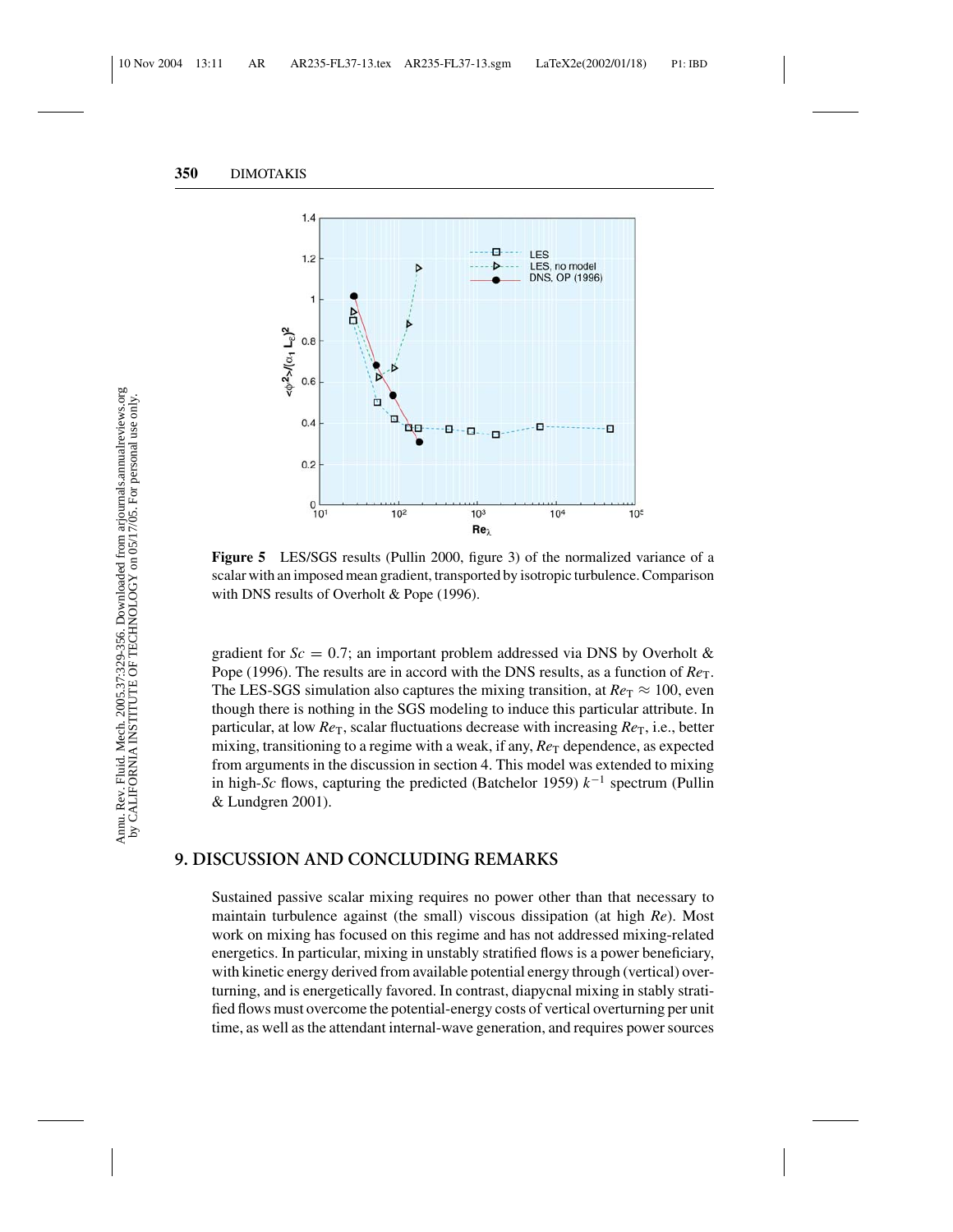**Figure 5** LES/SGS results (Pullin 2000, figure 3) of the normalized variance of a scalar with an imposed mean gradient, transported by isotropic turbulence. Comparison with DNS results of Overholt & Pope (1996).

gradient for $Sc = 0.7$; an important problem addressed via DNS by Overholt & Pope (1996). The results are in accord with the DNS results, as a function of $Re_{\mathrm{T}}$. The LES-SGS simulation also captures the mixing transition, at $Re_{\mathrm{T}} \approx 100$, even though there is nothing in the SGS modeling to induce this particular attribute. In particular, at low $Re_{\mathrm{T}}$, scalar fluctuations decrease with increasing $Re_{\mathrm{T}}$, i.e., better mixing, transitioning to a regime with a weak, if any, $Re_{\mathrm{T}}$ dependence, as expected from arguments in the discussion in section 4. This model was extended to mixing in high-$Sc$ flows, capturing the predicted (Batchelor 1959) $k^{-1}$ spectrum (Pullin & Lundgren 2001).

## 9. DISCUSSION AND CONCLUDING REMARKS

Sustained passive scalar mixing requires no power other than that necessary to maintain turbulence against (the small) viscous dissipation (at high $Re$). Most work on mixing has focused on this regime and has not addressed mixing-related energetics. In particular, mixing in unstably stratified flows is a power beneficiary, with kinetic energy derived from available potential energy through (vertical) overturning, and is energetically favored. In contrast, diapycnal mixing in stably stratified flows must overcome the potential-energy costs of vertical overturning per unit time, as well as the attendant internal-wave generation, and requires power sources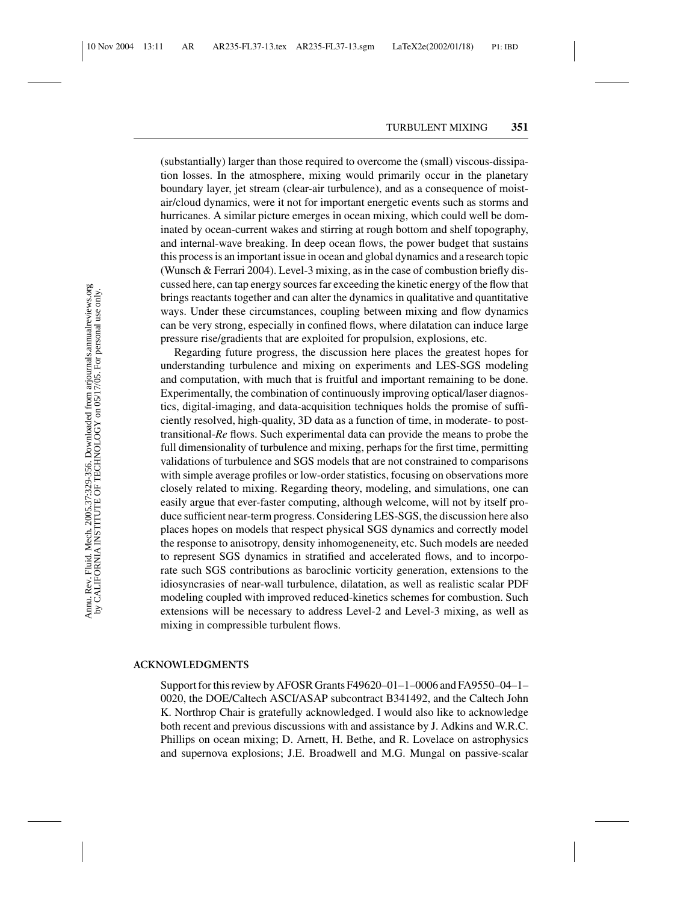(substantially) larger than those required to overcome the (small) viscous-dissipation losses. In the atmosphere, mixing would primarily occur in the planetary boundary layer, jet stream (clear-air turbulence), and as a consequence of moist-air/cloud dynamics, were it not for important energetic events such as storms and hurricanes. A similar picture emerges in ocean mixing, which could well be dominated by ocean-current wakes and stirring at rough bottom and shelf topography, and internal-wave breaking. In deep ocean flows, the power budget that sustains this process is an important issue in ocean and global dynamics and a research topic (Wunsch & Ferrari 2004). Level-3 mixing, as in the case of combustion briefly discussed here, can tap energy sources far exceeding the kinetic energy of the flow that brings reactants together and can alter the dynamics in qualitative and quantitative ways. Under these circumstances, coupling between mixing and flow dynamics can be very strong, especially in confined flows, where dilatation can induce large pressure rise/gradients that are exploited for propulsion, explosions, etc.

Regarding future progress, the discussion here places the greatest hopes for understanding turbulence and mixing on experiments and LES-SGS modeling and computation, with much that is fruitful and important remaining to be done. Experimentally, the combination of continuously improving optical/laser diagnostics, digital-imaging, and data-acquisition techniques holds the promise of sufficiently resolved, high-quality, 3D data as a function of time, in moderate- to post-transitional-*Re* flows. Such experimental data can provide the means to probe the full dimensionality of turbulence and mixing, perhaps for the first time, permitting validations of turbulence and SGS models that are not constrained to comparisons with simple average profiles or low-order statistics, focusing on observations more closely related to mixing. Regarding theory, modeling, and simulations, one can easily argue that ever-faster computing, although welcome, will not by itself produce sufficient near-term progress. Considering LES-SGS, the discussion here also places hopes on models that respect physical SGS dynamics and correctly model the response to anisotropy, density inhomogeneneity, etc. Such models are needed to represent SGS dynamics in stratified and accelerated flows, and to incorporate such SGS contributions as baroclinic vorticity generation, extensions to the idiosyncrasies of near-wall turbulence, dilatation, as well as realistic scalar PDF modeling coupled with improved reduced-kinetics schemes for combustion. Such extensions will be necessary to address Level-2 and Level-3 mixing, as well as mixing in compressible turbulent flows.

## ACKNOWLEDGMENTS

Support for this review by AFOSR Grants F49620–01–1–0006 and FA9550–04–1–0020, the DOE/Caltech ASCI/ASAP subcontract B341492, and the Caltech John K. Northrop Chair is gratefully acknowledged. I would also like to acknowledge both recent and previous discussions with and assistance by J. Adkins and W.R.C. Phillips on ocean mixing; D. Arnett, H. Bethe, and R. Lovelace on astrophysics and supernova explosions; J.E. Broadwell and M.G. Mungal on passive-scalar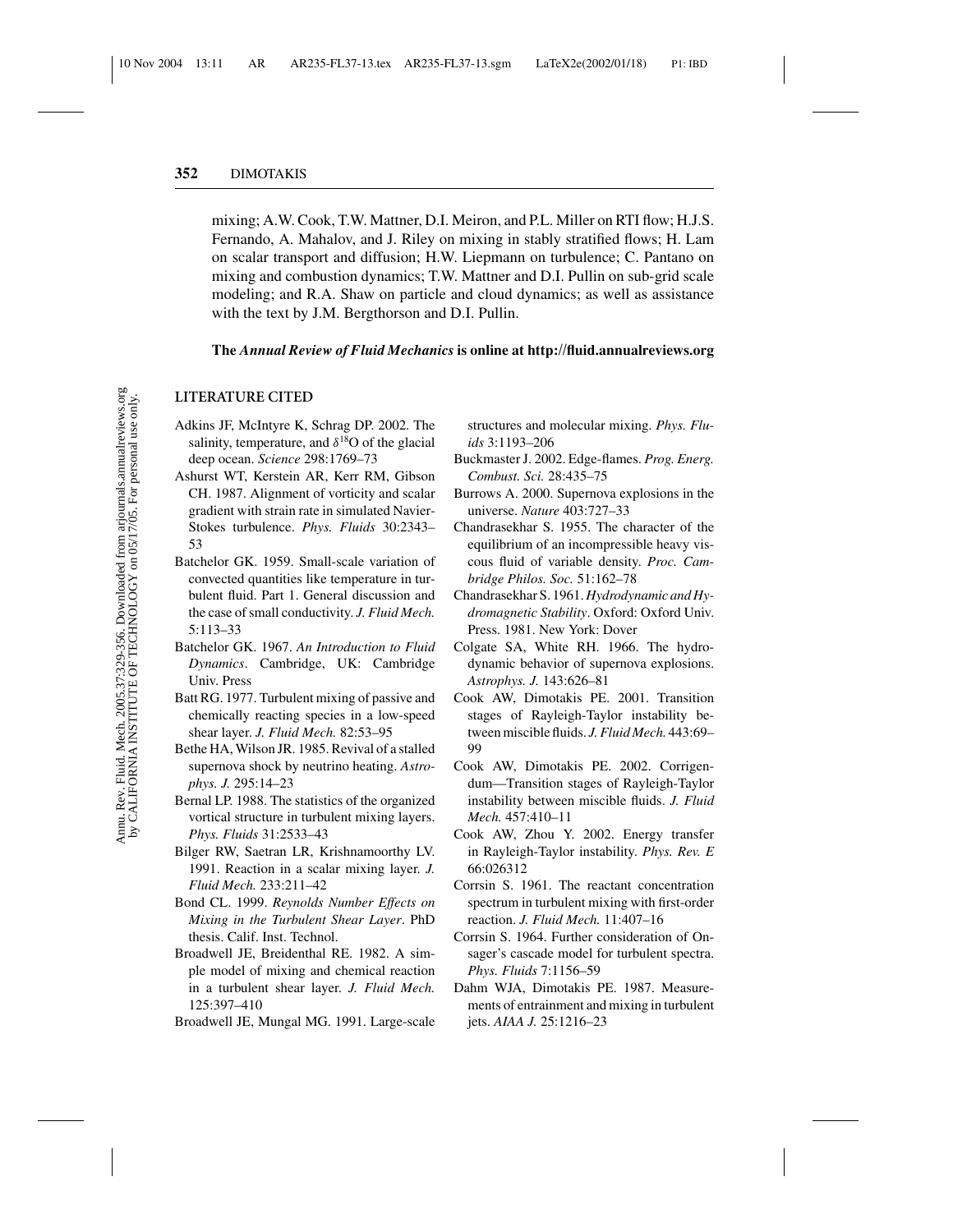mixing; A.W. Cook, T.W. Mattner, D.I. Meiron, and P.L. Miller on RTI flow; H.J.S. Fernando, A. Mahalov, and J. Riley on mixing in stably stratified flows; H. Lam on scalar transport and diffusion; H.W. Liepmann on turbulence; C. Pantano on mixing and combustion dynamics; T.W. Mattner and D.I. Pullin on sub-grid scale modeling; and R.A. Shaw on particle and cloud dynamics; as well as assistance with the text by J.M. Bergthorson and D.I. Pullin.

**The *Annual Review of Fluid Mechanics* is online at http://fluid.annualreviews.org**

## LITERATURE CITED

Adkins JF, McIntyre K, Schrag DP. 2002. The salinity, temperature, and $\delta^{18}$O of the glacial deep ocean. *Science* 298:1769–73

Ashurst WT, Kerstein AR, Kerr RM, Gibson CH. 1987. Alignment of vorticity and scalar gradient with strain rate in simulated Navier-Stokes turbulence. *Phys. Fluids* 30:2343–53

Batchelor GK. 1959. Small-scale variation of convected quantities like temperature in turbulent fluid. Part 1. General discussion and the case of small conductivity. *J. Fluid Mech.* 5:113–33

Batchelor GK. 1967. *An Introduction to Fluid Dynamics*. Cambridge, UK: Cambridge Univ. Press

Batt RG. 1977. Turbulent mixing of passive and chemically reacting species in a low-speed shear layer. *J. Fluid Mech.* 82:53–95

Bethe HA, Wilson JR. 1985. Revival of a stalled supernova shock by neutrino heating. *Astrophys. J.* 295:14–23

Bernal LP. 1988. The statistics of the organized vortical structure in turbulent mixing layers. *Phys. Fluids* 31:2533–43

Bilger RW, Saetran LR, Krishnamoorthy LV. 1991. Reaction in a scalar mixing layer. *J. Fluid Mech.* 233:211–42

Bond CL. 1999. *Reynolds Number Effects on Mixing in the Turbulent Shear Layer*. PhD thesis. Calif. Inst. Technol.

Broadwell JE, Breidenthal RE. 1982. A simple model of mixing and chemical reaction in a turbulent shear layer. *J. Fluid Mech.* 125:397–410

Broadwell JE, Mungal MG. 1991. Large-scale structures and molecular mixing. *Phys. Fluids* 3:1193–206

Buckmaster J. 2002. Edge-flames. *Prog. Energ. Combust. Sci.* 28:435–75

Burrows A. 2000. Supernova explosions in the universe. *Nature* 403:727–33

Chandrasekhar S. 1955. The character of the equilibrium of an incompressible heavy viscous fluid of variable density. *Proc. Cambridge Philos. Soc.* 51:162–78

Chandrasekhar S. 1961. *Hydrodynamic and Hydromagnetic Stability*. Oxford: Oxford Univ. Press. 1981. New York: Dover

Colgate SA, White RH. 1966. The hydrodynamic behavior of supernova explosions. *Astrophys. J.* 143:626–81

Cook AW, Dimotakis PE. 2001. Transition stages of Rayleigh-Taylor instability between miscible fluids. *J. Fluid Mech.* 443:69–99

Cook AW, Dimotakis PE. 2002. Corrigendum—Transition stages of Rayleigh-Taylor instability between miscible fluids. *J. Fluid Mech.* 457:410–11

Cook AW, Zhou Y. 2002. Energy transfer in Rayleigh-Taylor instability. *Phys. Rev. E* 66:026312

Corrsin S. 1961. The reactant concentration spectrum in turbulent mixing with first-order reaction. *J. Fluid Mech.* 11:407–16

Corrsin S. 1964. Further consideration of Onsager's cascade model for turbulent spectra. *Phys. Fluids* 7:1156–59

Dahm WJA, Dimotakis PE. 1987. Measurements of entrainment and mixing in turbulent jets. *AIAA J.* 25:1216–23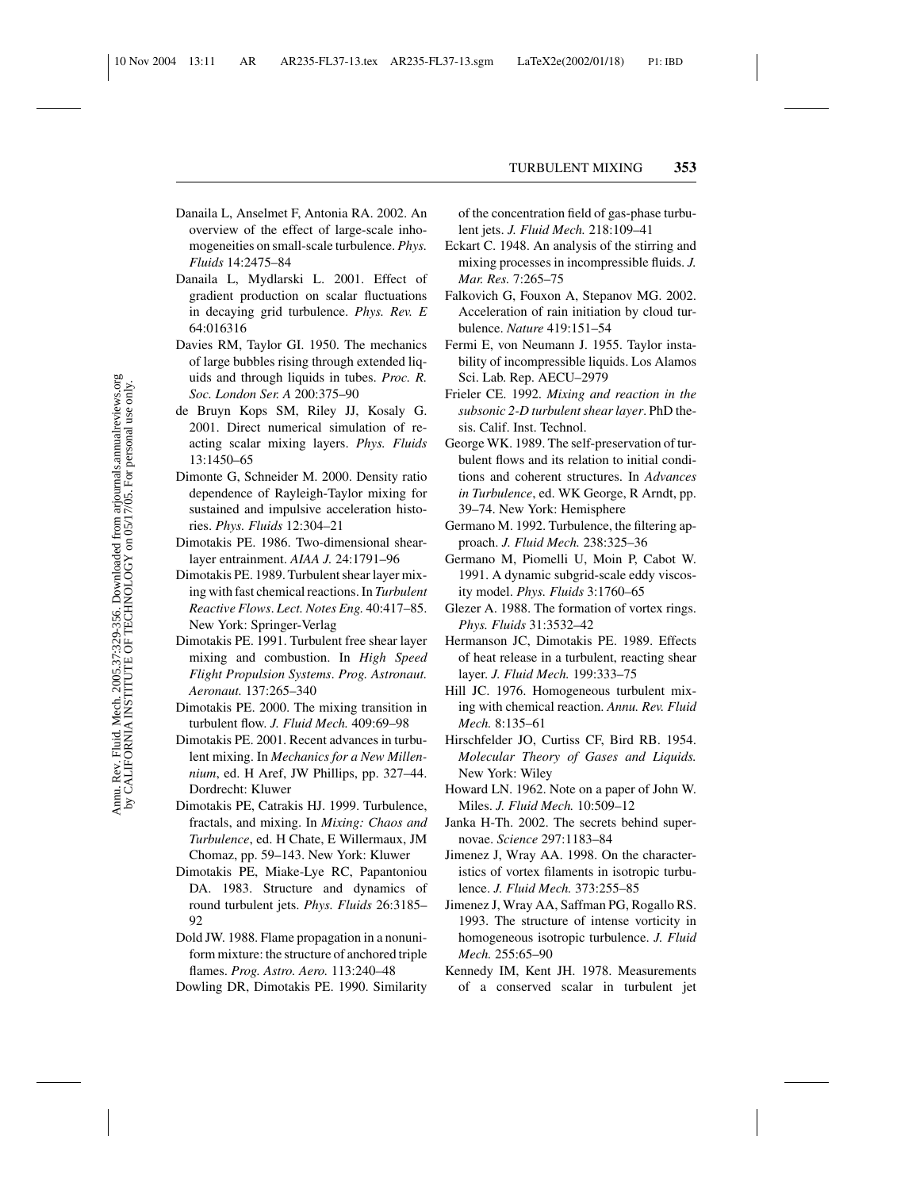Danaila L, Anselmet F, Antonia RA. 2002. An overview of the effect of large-scale inhomogeneities on small-scale turbulence. *Phys. Fluids* 14:2475–84

Danaila L, Mydlarski L. 2001. Effect of gradient production on scalar fluctuations in decaying grid turbulence. *Phys. Rev. E* 64:016316

Davies RM, Taylor GI. 1950. The mechanics of large bubbles rising through extended liquids and through liquids in tubes. *Proc. R. Soc. London Ser. A* 200:375–90

de Bruyn Kops SM, Riley JJ, Kosaly G. 2001. Direct numerical simulation of reacting scalar mixing layers. *Phys. Fluids* 13:1450–65

Dimonte G, Schneider M. 2000. Density ratio dependence of Rayleigh-Taylor mixing for sustained and impulsive acceleration histories. *Phys. Fluids* 12:304–21

Dimotakis PE. 1986. Two-dimensional shear-layer entrainment. *AIAA J.* 24:1791–96

Dimotakis PE. 1989. Turbulent shear layer mixing with fast chemical reactions. In *Turbulent Reactive Flows*. *Lect. Notes Eng.* 40:417–85. New York: Springer-Verlag

Dimotakis PE. 1991. Turbulent free shear layer mixing and combustion. In *High Speed Flight Propulsion Systems*. *Prog. Astronaut. Aeronaut.* 137:265–340

Dimotakis PE. 2000. The mixing transition in turbulent flow. *J. Fluid Mech.* 409:69–98

Dimotakis PE. 2001. Recent advances in turbulent mixing. In *Mechanics for a New Millennium*, ed. H Aref, JW Phillips, pp. 327–44. Dordrecht: Kluwer

Dimotakis PE, Catrakis HJ. 1999. Turbulence, fractals, and mixing. In *Mixing: Chaos and Turbulence*, ed. H Chate, E Willermaux, JM Chomaz, pp. 59–143. New York: Kluwer

Dimotakis PE, Miake-Lye RC, Papantoniou DA. 1983. Structure and dynamics of round turbulent jets. *Phys. Fluids* 26:3185–92

Dold JW. 1988. Flame propagation in a nonuniform mixture: the structure of anchored triple flames. *Prog. Astro. Aero.* 113:240–48

Dowling DR, Dimotakis PE. 1990. Similarity of the concentration field of gas-phase turbulent jets. *J. Fluid Mech.* 218:109–41

Eckart C. 1948. An analysis of the stirring and mixing processes in incompressible fluids. *J. Mar. Res.* 7:265–75

Falkovich G, Fouxon A, Stepanov MG. 2002. Acceleration of rain initiation by cloud turbulence. *Nature* 419:151–54

Fermi E, von Neumann J. 1955. Taylor instability of incompressible liquids. Los Alamos Sci. Lab. Rep. AECU–2979

Frieler CE. 1992. *Mixing and reaction in the subsonic 2-D turbulent shear layer*. PhD thesis. Calif. Inst. Technol.

George WK. 1989. The self-preservation of turbulent flows and its relation to initial conditions and coherent structures. In *Advances in Turbulence*, ed. WK George, R Arndt, pp. 39–74. New York: Hemisphere

Germano M. 1992. Turbulence, the filtering approach. *J. Fluid Mech.* 238:325–36

Germano M, Piomelli U, Moin P, Cabot W. 1991. A dynamic subgrid-scale eddy viscosity model. *Phys. Fluids* 3:1760–65

Glezer A. 1988. The formation of vortex rings. *Phys. Fluids* 31:3532–42

Hermanson JC, Dimotakis PE. 1989. Effects of heat release in a turbulent, reacting shear layer. *J. Fluid Mech.* 199:333–75

Hill JC. 1976. Homogeneous turbulent mixing with chemical reaction. *Annu. Rev. Fluid Mech.* 8:135–61

Hirschfelder JO, Curtiss CF, Bird RB. 1954. *Molecular Theory of Gases and Liquids.* New York: Wiley

Howard LN. 1962. Note on a paper of John W. Miles. *J. Fluid Mech.* 10:509–12

Janka H-Th. 2002. The secrets behind supernovae. *Science* 297:1183–84

Jimenez J, Wray AA. 1998. On the characteristics of vortex filaments in isotropic turbulence. *J. Fluid Mech.* 373:255–85

Jimenez J, Wray AA, Saffman PG, Rogallo RS. 1993. The structure of intense vorticity in homogeneous isotropic turbulence. *J. Fluid Mech.* 255:65–90

Kennedy IM, Kent JH. 1978. Measurements of a conserved scalar in turbulent jet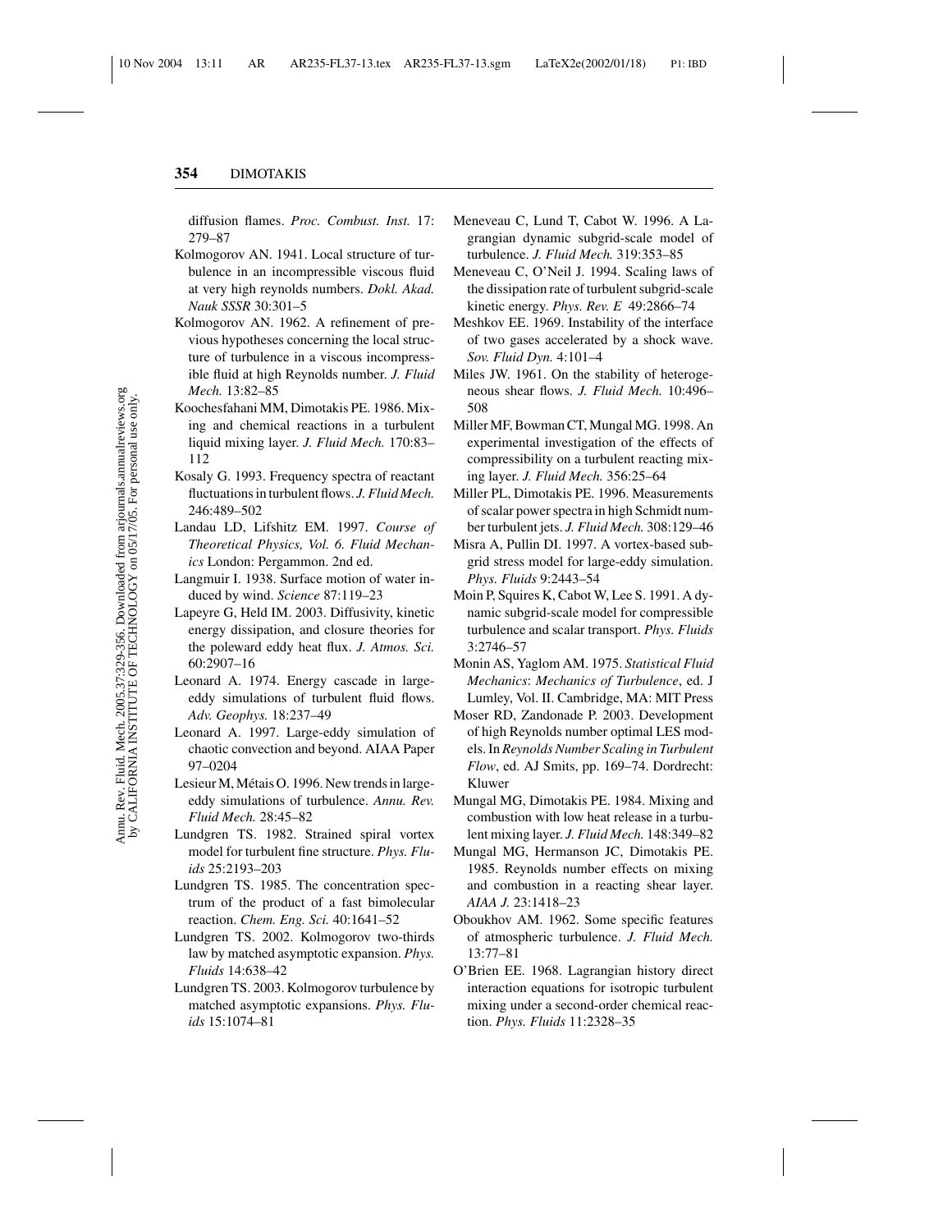diffusion flames. *Proc. Combust. Inst.* 17: 279–87

Kolmogorov AN. 1941. Local structure of turbulence in an incompressible viscous fluid at very high reynolds numbers. *Dokl. Akad. Nauk SSSR* 30:301–5

Kolmogorov AN. 1962. A refinement of previous hypotheses concerning the local structure of turbulence in a viscous incompressible fluid at high Reynolds number. *J. Fluid Mech.* 13:82–85

Koochesfahani MM, Dimotakis PE. 1986. Mixing and chemical reactions in a turbulent liquid mixing layer. *J. Fluid Mech.* 170:83–112

Kosaly G. 1993. Frequency spectra of reactant fluctuations in turbulent flows. *J. Fluid Mech.* 246:489–502

Landau LD, Lifshitz EM. 1997. *Course of Theoretical Physics, Vol. 6. Fluid Mechanics* London: Pergammon. 2nd ed.

Langmuir I. 1938. Surface motion of water induced by wind. *Science* 87:119–23

Lapeyre G, Held IM. 2003. Diffusivity, kinetic energy dissipation, and closure theories for the poleward eddy heat flux. *J. Atmos. Sci.* 60:2907–16

Leonard A. 1974. Energy cascade in large-eddy simulations of turbulent fluid flows. *Adv. Geophys.* 18:237–49

Leonard A. 1997. Large-eddy simulation of chaotic convection and beyond. AIAA Paper 97–0204

Lesieur M, Métais O. 1996. New trends in large-eddy simulations of turbulence. *Annu. Rev. Fluid Mech.* 28:45–82

Lundgren TS. 1982. Strained spiral vortex model for turbulent fine structure. *Phys. Fluids* 25:2193–203

Lundgren TS. 1985. The concentration spectrum of the product of a fast bimolecular reaction. *Chem. Eng. Sci.* 40:1641–52

Lundgren TS. 2002. Kolmogorov two-thirds law by matched asymptotic expansion. *Phys. Fluids* 14:638–42

Lundgren TS. 2003. Kolmogorov turbulence by matched asymptotic expansions. *Phys. Fluids* 15:1074–81

Meneveau C, Lund T, Cabot W. 1996. A Lagrangian dynamic subgrid-scale model of turbulence. *J. Fluid Mech.* 319:353–85

Meneveau C, O'Neil J. 1994. Scaling laws of the dissipation rate of turbulent subgrid-scale kinetic energy. *Phys. Rev. E* 49:2866–74

Meshkov EE. 1969. Instability of the interface of two gases accelerated by a shock wave. *Sov. Fluid Dyn.* 4:101–4

Miles JW. 1961. On the stability of heterogeneous shear flows. *J. Fluid Mech.* 10:496–508

Miller MF, Bowman CT, Mungal MG. 1998. An experimental investigation of the effects of compressibility on a turbulent reacting mixing layer. *J. Fluid Mech.* 356:25–64

Miller PL, Dimotakis PE. 1996. Measurements of scalar power spectra in high Schmidt number turbulent jets. *J. Fluid Mech.* 308:129–46

Misra A, Pullin DI. 1997. A vortex-based subgrid stress model for large-eddy simulation. *Phys. Fluids* 9:2443–54

Moin P, Squires K, Cabot W, Lee S. 1991. A dynamic subgrid-scale model for compressible turbulence and scalar transport. *Phys. Fluids* 3:2746–57

Monin AS, Yaglom AM. 1975. *Statistical Fluid Mechanics*: *Mechanics of Turbulence*, ed. J Lumley, Vol. II. Cambridge, MA: MIT Press

Moser RD, Zandonade P. 2003. Development of high Reynolds number optimal LES models. In *Reynolds Number Scaling in Turbulent Flow*, ed. AJ Smits, pp. 169–74. Dordrecht: Kluwer

Mungal MG, Dimotakis PE. 1984. Mixing and combustion with low heat release in a turbulent mixing layer. *J. Fluid Mech.* 148:349–82

Mungal MG, Hermanson JC, Dimotakis PE. 1985. Reynolds number effects on mixing and combustion in a reacting shear layer. *AIAA J.* 23:1418–23

Oboukhov AM. 1962. Some specific features of atmospheric turbulence. *J. Fluid Mech.* 13:77–81

O'Brien EE. 1968. Lagrangian history direct interaction equations for isotropic turbulent mixing under a second-order chemical reaction. *Phys. Fluids* 11:2328–35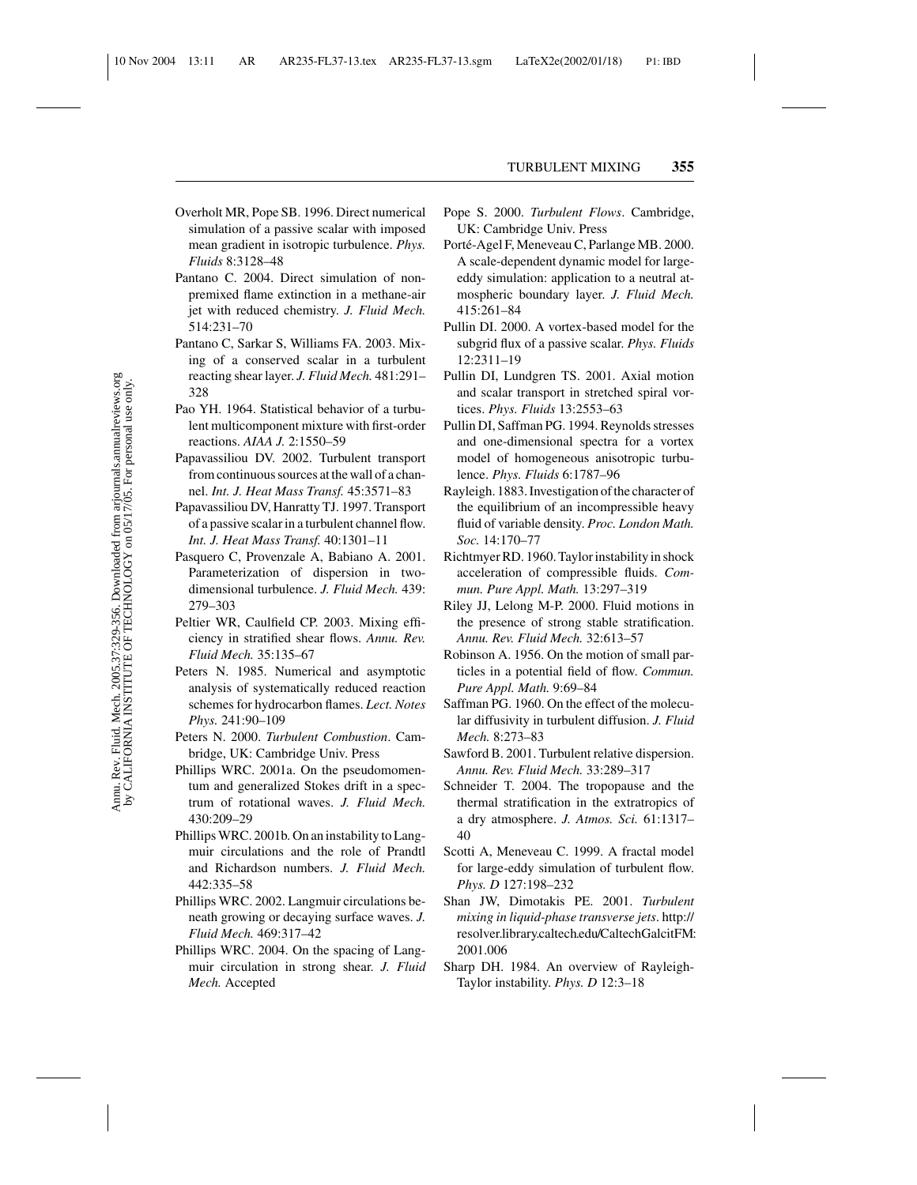Overholt MR, Pope SB. 1996. Direct numerical simulation of a passive scalar with imposed mean gradient in isotropic turbulence. *Phys. Fluids* 8:3128–48

Pantano C. 2004. Direct simulation of non-premixed flame extinction in a methane-air jet with reduced chemistry. *J. Fluid Mech.* 514:231–70

Pantano C, Sarkar S, Williams FA. 2003. Mixing of a conserved scalar in a turbulent reacting shear layer. *J. Fluid Mech.* 481:291–328

Pao YH. 1964. Statistical behavior of a turbulent multicomponent mixture with first-order reactions. *AIAA J.* 2:1550–59

Papavassiliou DV. 2002. Turbulent transport from continuous sources at the wall of a channel. *Int. J. Heat Mass Transf.* 45:3571–83

Papavassiliou DV, Hanratty TJ. 1997. Transport of a passive scalar in a turbulent channel flow. *Int. J. Heat Mass Transf.* 40:1301–11

Pasquero C, Provenzale A, Babiano A. 2001. Parameterization of dispersion in two-dimensional turbulence. *J. Fluid Mech.* 439: 279–303

Peltier WR, Caulfield CP. 2003. Mixing efficiency in stratified shear flows. *Annu. Rev. Fluid Mech.* 35:135–67

Peters N. 1985. Numerical and asymptotic analysis of systematically reduced reaction schemes for hydrocarbon flames. *Lect. Notes Phys.* 241:90–109

Peters N. 2000. *Turbulent Combustion*. Cambridge, UK: Cambridge Univ. Press

Phillips WRC. 2001a. On the pseudomomentum and generalized Stokes drift in a spectrum of rotational waves. *J. Fluid Mech.* 430:209–29

Phillips WRC. 2001b. On an instability to Langmuir circulations and the role of Prandtl and Richardson numbers. *J. Fluid Mech.* 442:335–58

Phillips WRC. 2002. Langmuir circulations beneath growing or decaying surface waves. *J. Fluid Mech.* 469:317–42

Phillips WRC. 2004. On the spacing of Langmuir circulation in strong shear. *J. Fluid Mech.* Accepted

Pope S. 2000. *Turbulent Flows*. Cambridge, UK: Cambridge Univ. Press

Porté-Agel F, Meneveau C, Parlange MB. 2000. A scale-dependent dynamic model for large-eddy simulation: application to a neutral atmospheric boundary layer. *J. Fluid Mech.* 415:261–84

Pullin DI. 2000. A vortex-based model for the subgrid flux of a passive scalar. *Phys. Fluids* 12:2311–19

Pullin DI, Lundgren TS. 2001. Axial motion and scalar transport in stretched spiral vortices. *Phys. Fluids* 13:2553–63

Pullin DI, Saffman PG. 1994. Reynolds stresses and one-dimensional spectra for a vortex model of homogeneous anisotropic turbulence. *Phys. Fluids* 6:1787–96

Rayleigh. 1883. Investigation of the character of the equilibrium of an incompressible heavy fluid of variable density. *Proc. London Math. Soc.* 14:170–77

Richtmyer RD. 1960. Taylor instability in shock acceleration of compressible fluids. *Commun. Pure Appl. Math.* 13:297–319

Riley JJ, Lelong M-P. 2000. Fluid motions in the presence of strong stable stratification. *Annu. Rev. Fluid Mech.* 32:613–57

Robinson A. 1956. On the motion of small particles in a potential field of flow. *Commun. Pure Appl. Math.* 9:69–84

Saffman PG. 1960. On the effect of the molecular diffusivity in turbulent diffusion. *J. Fluid Mech.* 8:273–83

Sawford B. 2001. Turbulent relative dispersion. *Annu. Rev. Fluid Mech.* 33:289–317

Schneider T. 2004. The tropopause and the thermal stratification in the extratropics of a dry atmosphere. *J. Atmos. Sci.* 61:1317–40

Scotti A, Meneveau C. 1999. A fractal model for large-eddy simulation of turbulent flow. *Phys. D* 127:198–232

Shan JW, Dimotakis PE. 2001. *Turbulent mixing in liquid-phase transverse jets*. http://resolver.library.caltech.edu/CaltechGalcitFM:2001.006

Sharp DH. 1984. An overview of Rayleigh-Taylor instability. *Phys. D* 12:3–18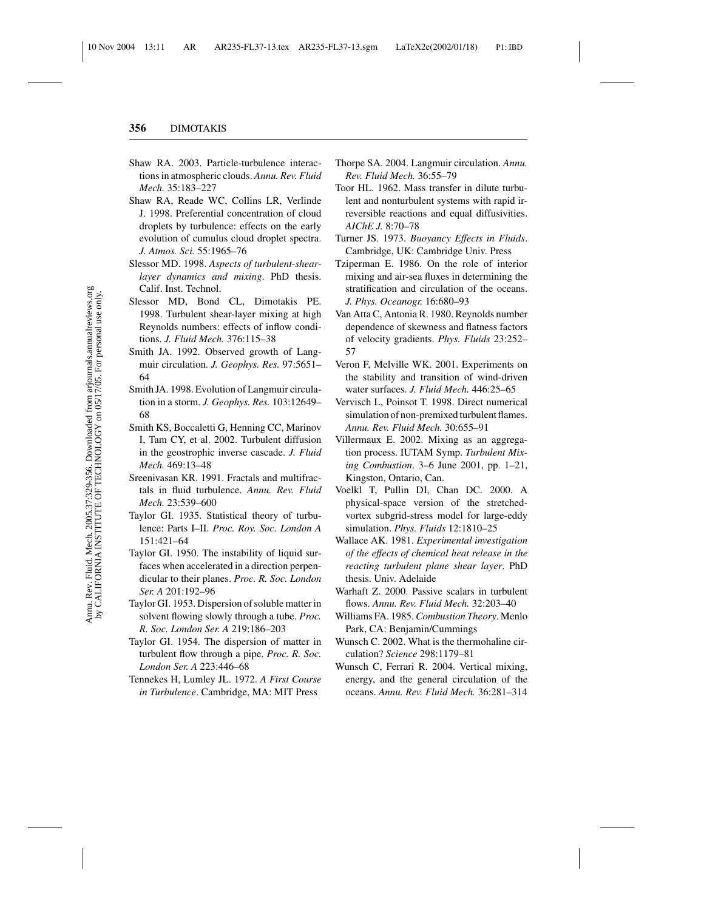Shaw RA. 2003. Particle-turbulence interactions in atmospheric clouds. *Annu. Rev. Fluid Mech.* 35:183–227

Shaw RA, Reade WC, Collins LR, Verlinde J. 1998. Preferential concentration of cloud droplets by turbulence: effects on the early evolution of cumulus cloud droplet spectra. *J. Atmos. Sci.* 55:1965–76

Slessor MD. 1998. *Aspects of turbulent-shear-layer dynamics and mixing*. PhD thesis. Calif. Inst. Technol.

Slessor MD, Bond CL, Dimotakis PE. 1998. Turbulent shear-layer mixing at high Reynolds numbers: effects of inflow conditions. *J. Fluid Mech.* 376:115–38

Smith JA. 1992. Observed growth of Langmuir circulation. *J. Geophys. Res.* 97:5651–64

Smith JA. 1998. Evolution of Langmuir circulation in a storm. *J. Geophys. Res.* 103:12649–68

Smith KS, Boccaletti G, Henning CC, Marinov I, Tam CY, et al. 2002. Turbulent diffusion in the geostrophic inverse cascade. *J. Fluid Mech.* 469:13–48

Sreenivasan KR. 1991. Fractals and multifractals in fluid turbulence. *Annu. Rev. Fluid Mech.* 23:539–600

Taylor GI. 1935. Statistical theory of turbulence: Parts I–II. *Proc. Roy. Soc. London A* 151:421–64

Taylor GI. 1950. The instability of liquid surfaces when accelerated in a direction perpendicular to their planes. *Proc. R. Soc. London Ser. A* 201:192–96

Taylor GI. 1953. Dispersion of soluble matter in solvent flowing slowly through a tube. *Proc. R. Soc. London Ser. A* 219:186–203

Taylor GI. 1954. The dispersion of matter in turbulent flow through a pipe. *Proc. R. Soc. London Ser. A* 223:446–68

Tennekes H, Lumley JL. 1972. *A First Course in Turbulence*. Cambridge, MA: MIT Press

Thorpe SA. 2004. Langmuir circulation. *Annu. Rev. Fluid Mech.* 36:55–79

Toor HL. 1962. Mass transfer in dilute turbulent and nonturbulent systems with rapid irreversible reactions and equal diffusivities. *AIChE J.* 8:70–78

Turner JS. 1973. *Buoyancy Effects in Fluids*. Cambridge, UK: Cambridge Univ. Press

Tziperman E. 1986. On the role of interior mixing and air-sea fluxes in determining the stratification and circulation of the oceans. *J. Phys. Oceanogr.* 16:680–93

Van Atta C, Antonia R. 1980. Reynolds number dependence of skewness and flatness factors of velocity gradients. *Phys. Fluids* 23:252–57

Veron F, Melville WK. 2001. Experiments on the stability and transition of wind-driven water surfaces. *J. Fluid Mech.* 446:25–65

Vervisch L, Poinsot T. 1998. Direct numerical simulation of non-premixed turbulent flames. *Annu. Rev. Fluid Mech.* 30:655–91

Villermaux E. 2002. Mixing as an aggregation process. IUTAM Symp. *Turbulent Mixing Combustion*. 3–6 June 2001, pp. 1–21, Kingston, Ontario, Can.

Voelkl T, Pullin DI, Chan DC. 2000. A physical-space version of the stretched-vortex subgrid-stress model for large-eddy simulation. *Phys. Fluids* 12:1810–25

Wallace AK. 1981. *Experimental investigation of the effects of chemical heat release in the reacting turbulent plane shear layer*. PhD thesis. Univ. Adelaide

Warhaft Z. 2000. Passive scalars in turbulent flows. *Annu. Rev. Fluid Mech.* 32:203–40

Williams FA. 1985. *Combustion Theory*. Menlo Park, CA: Benjamin/Cummings

Wunsch C. 2002. What is the thermohaline circulation? *Science* 298:1179–81

Wunsch C, Ferrari R. 2004. Vertical mixing, energy, and the general circulation of the oceans. *Annu. Rev. Fluid Mech.* 36:281–314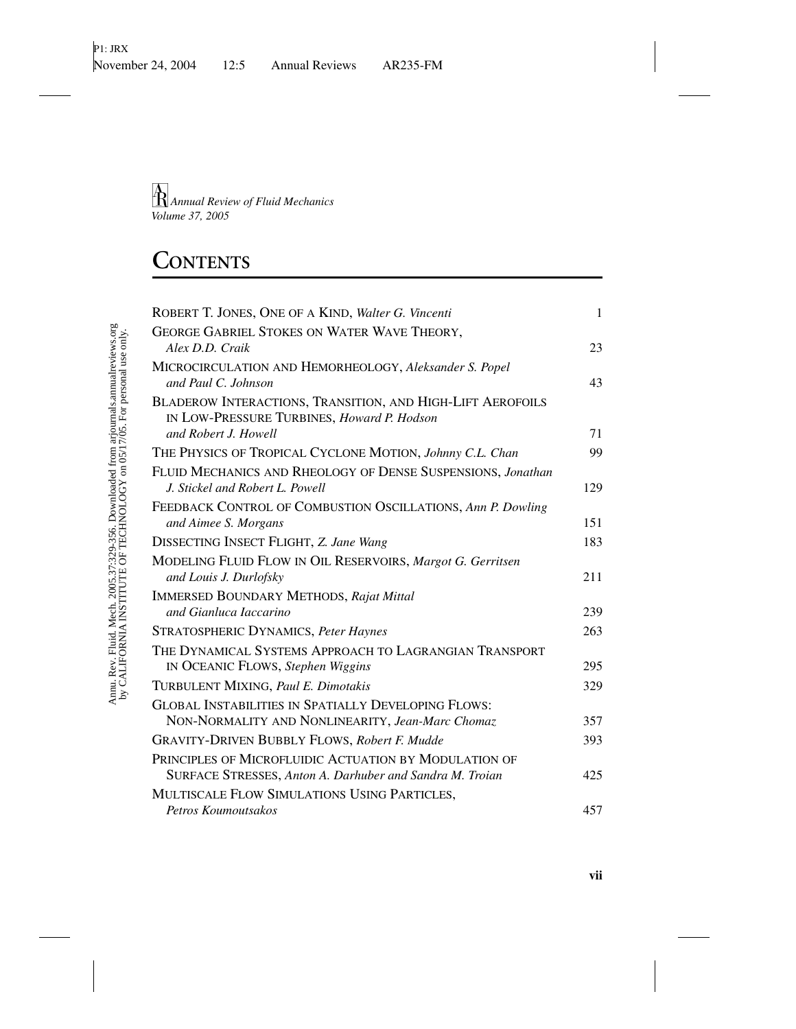*Annual Review of Fluid Mechanics*
*Volume 37, 2005*

# CONTENTS

| | |
|---|---|
| ROBERT T. JONES, ONE OF A KIND, *Walter G. Vincenti* | 1 |
| GEORGE GABRIEL STOKES ON WATER WAVE THEORY, *Alex D.D. Craik* | 23 |
| MICROCIRCULATION AND HEMORHEOLOGY, *Aleksander S. Popel and Paul C. Johnson* | 43 |
| BLADEROW INTERACTIONS, TRANSITION, AND HIGH-LIFT AEROFOILS IN LOW-PRESSURE TURBINES, *Howard P. Hodson and Robert J. Howell* | 71 |
| THE PHYSICS OF TROPICAL CYCLONE MOTION, *Johnny C.L. Chan* | 99 |
| FLUID MECHANICS AND RHEOLOGY OF DENSE SUSPENSIONS, *Jonathan J. Stickel and Robert L. Powell* | 129 |
| FEEDBACK CONTROL OF COMBUSTION OSCILLATIONS, *Ann P. Dowling and Aimee S. Morgans* | 151 |
| DISSECTING INSECT FLIGHT, *Z. Jane Wang* | 183 |
| MODELING FLUID FLOW IN OIL RESERVOIRS, *Margot G. Gerritsen and Louis J. Durlofsky* | 211 |
| IMMERSED BOUNDARY METHODS, *Rajat Mittal and Gianluca Iaccarino* | 239 |
| STRATOSPHERIC DYNAMICS, *Peter Haynes* | 263 |
| THE DYNAMICAL SYSTEMS APPROACH TO LAGRANGIAN TRANSPORT IN OCEANIC FLOWS, *Stephen Wiggins* | 295 |
| TURBULENT MIXING, *Paul E. Dimotakis* | 329 |
| GLOBAL INSTABILITIES IN SPATIALLY DEVELOPING FLOWS: NON-NORMALITY AND NONLINEARITY, *Jean-Marc Chomaz* | 357 |
| GRAVITY-DRIVEN BUBBLY FLOWS, *Robert F. Mudde* | 393 |
| PRINCIPLES OF MICROFLUIDIC ACTUATION BY MODULATION OF SURFACE STRESSES, *Anton A. Darhuber and Sandra M. Troian* | 425 |
| MULTISCALE FLOW SIMULATIONS USING PARTICLES, *Petros Koumoutsakos* | 457 |